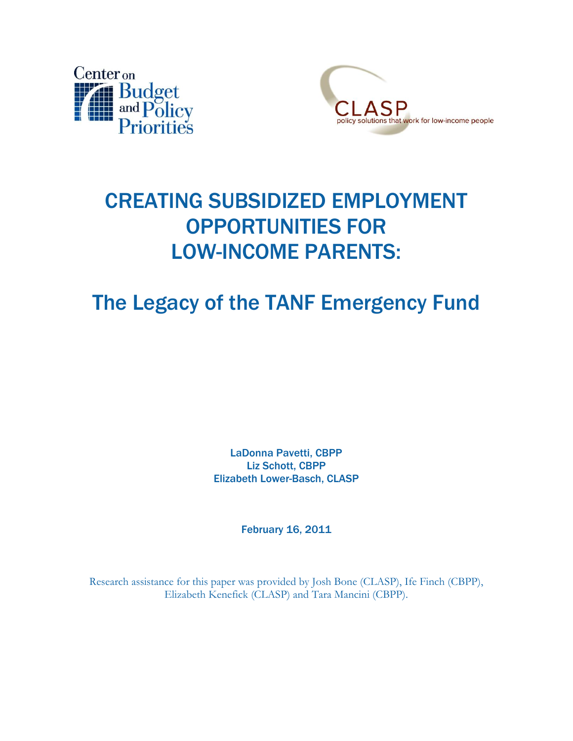Center on Budget and Policy Priorities

CLASP
policy solutions that work for low-income people

# CREATING SUBSIDIZED EMPLOYMENT OPPORTUNITIES FOR LOW-INCOME PARENTS:

## The Legacy of the TANF Emergency Fund

LaDonna Pavetti, CBPP
Liz Schott, CBPP
Elizabeth Lower-Basch, CLASP

February 16, 2011

Research assistance for this paper was provided by Josh Bone (CLASP), Ife Finch (CBPP), Elizabeth Kenefick (CLASP) and Tara Mancini (CBPP).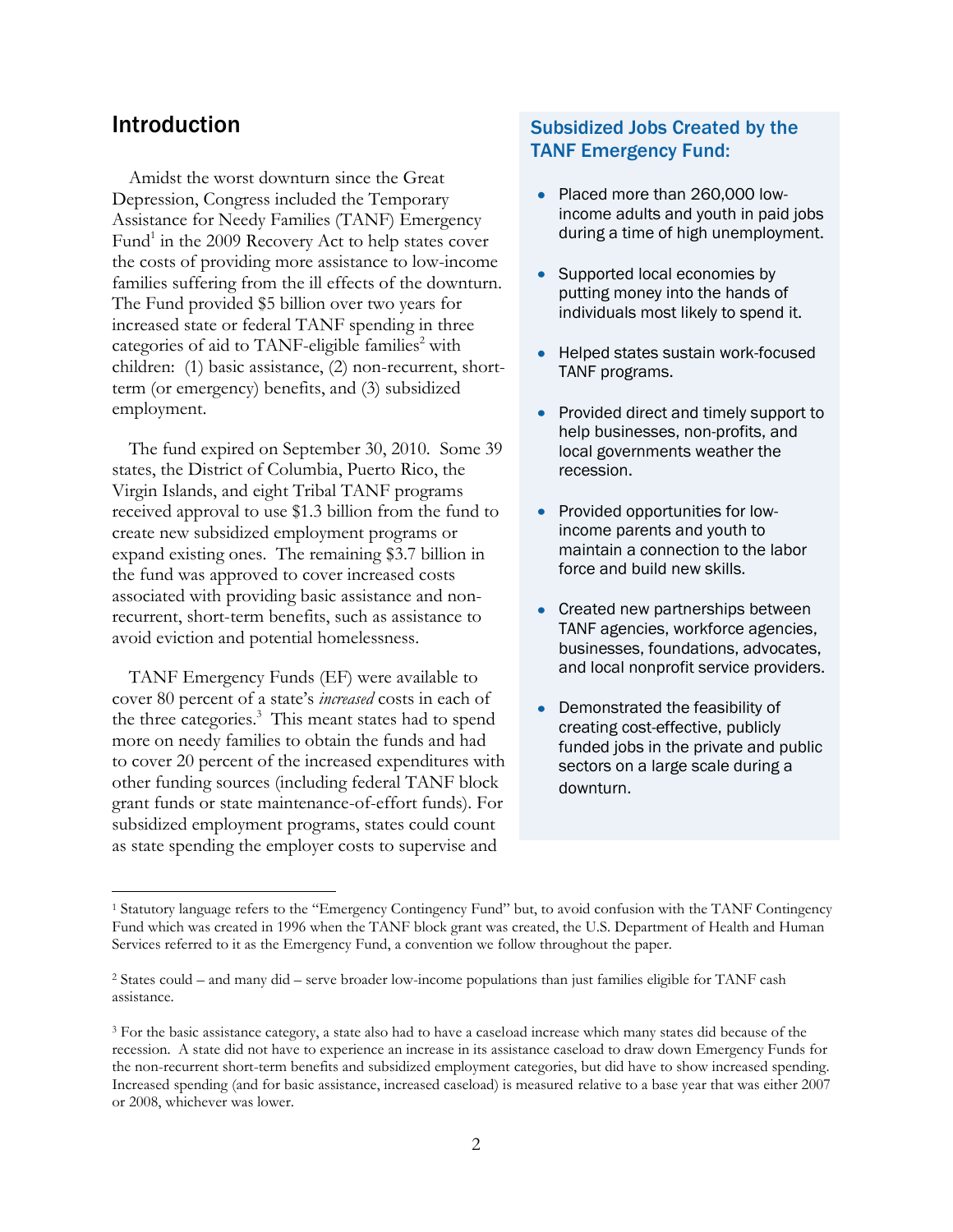## Introduction

Amidst the worst downturn since the Great Depression, Congress included the Temporary Assistance for Needy Families (TANF) Emergency Fund[1] in the 2009 Recovery Act to help states cover the costs of providing more assistance to low-income families suffering from the ill effects of the downturn. The Fund provided $5 billion over two years for increased state or federal TANF spending in three categories of aid to TANF-eligible families[2] with children: (1) basic assistance, (2) non-recurrent, short-term (or emergency) benefits, and (3) subsidized employment.

The fund expired on September 30, 2010. Some 39 states, the District of Columbia, Puerto Rico, the Virgin Islands, and eight Tribal TANF programs received approval to use $1.3 billion from the fund to create new subsidized employment programs or expand existing ones. The remaining $3.7 billion in the fund was approved to cover increased costs associated with providing basic assistance and non-recurrent, short-term benefits, such as assistance to avoid eviction and potential homelessness.

TANF Emergency Funds (EF) were available to cover 80 percent of a state's *increased* costs in each of the three categories.[3] This meant states had to spend more on needy families to obtain the funds and had to cover 20 percent of the increased expenditures with other funding sources (including federal TANF block grant funds or state maintenance-of-effort funds). For subsidized employment programs, states could count as state spending the employer costs to supervise and

### Subsidized Jobs Created by the TANF Emergency Fund:

- Placed more than 260,000 low-income adults and youth in paid jobs during a time of high unemployment.
- Supported local economies by putting money into the hands of individuals most likely to spend it.
- Helped states sustain work-focused TANF programs.
- Provided direct and timely support to help businesses, non-profits, and local governments weather the recession.
- Provided opportunities for low-income parents and youth to maintain a connection to the labor force and build new skills.
- Created new partnerships between TANF agencies, workforce agencies, businesses, foundations, advocates, and local nonprofit service providers.
- Demonstrated the feasibility of creating cost-effective, publicly funded jobs in the private and public sectors on a large scale during a downturn.

---

[1] Statutory language refers to the "Emergency Contingency Fund" but, to avoid confusion with the TANF Contingency Fund which was created in 1996 when the TANF block grant was created, the U.S. Department of Health and Human Services referred to it as the Emergency Fund, a convention we follow throughout the paper.

[2] States could – and many did – serve broader low-income populations than just families eligible for TANF cash assistance.

[3] For the basic assistance category, a state also had to have a caseload increase which many states did because of the recession. A state did not have to experience an increase in its assistance caseload to draw down Emergency Funds for the non-recurrent short-term benefits and subsidized employment categories, but did have to show increased spending. Increased spending (and for basic assistance, increased caseload) is measured relative to a base year that was either 2007 or 2008, whichever was lower.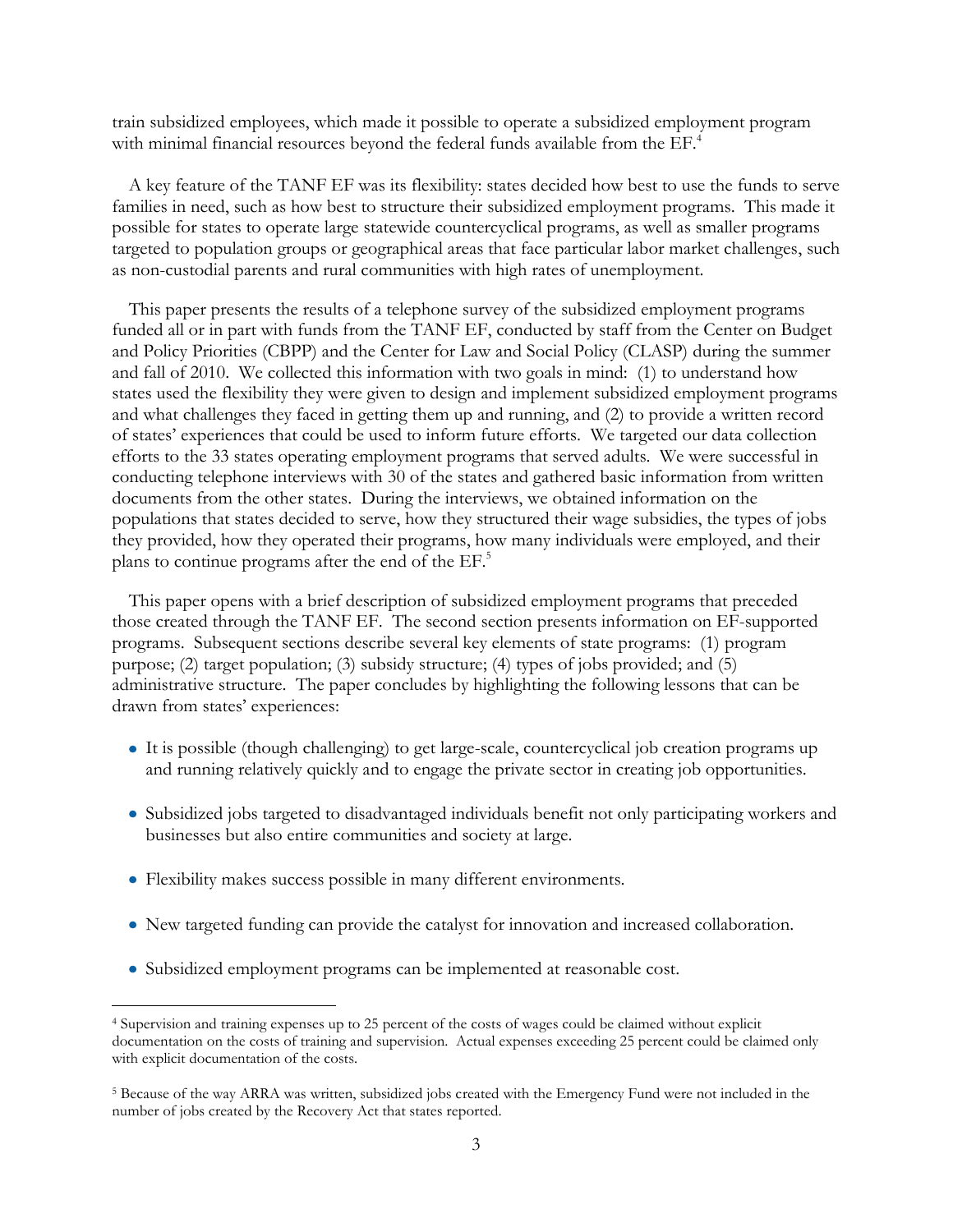train subsidized employees, which made it possible to operate a subsidized employment program with minimal financial resources beyond the federal funds available from the EF.[4]

A key feature of the TANF EF was its flexibility: states decided how best to use the funds to serve families in need, such as how best to structure their subsidized employment programs. This made it possible for states to operate large statewide countercyclical programs, as well as smaller programs targeted to population groups or geographical areas that face particular labor market challenges, such as non-custodial parents and rural communities with high rates of unemployment.

This paper presents the results of a telephone survey of the subsidized employment programs funded all or in part with funds from the TANF EF, conducted by staff from the Center on Budget and Policy Priorities (CBPP) and the Center for Law and Social Policy (CLASP) during the summer and fall of 2010. We collected this information with two goals in mind: (1) to understand how states used the flexibility they were given to design and implement subsidized employment programs and what challenges they faced in getting them up and running, and (2) to provide a written record of states' experiences that could be used to inform future efforts. We targeted our data collection efforts to the 33 states operating employment programs that served adults. We were successful in conducting telephone interviews with 30 of the states and gathered basic information from written documents from the other states. During the interviews, we obtained information on the populations that states decided to serve, how they structured their wage subsidies, the types of jobs they provided, how they operated their programs, how many individuals were employed, and their plans to continue programs after the end of the EF.[5]

This paper opens with a brief description of subsidized employment programs that preceded those created through the TANF EF. The second section presents information on EF-supported programs. Subsequent sections describe several key elements of state programs: (1) program purpose; (2) target population; (3) subsidy structure; (4) types of jobs provided; and (5) administrative structure. The paper concludes by highlighting the following lessons that can be drawn from states' experiences:

- It is possible (though challenging) to get large-scale, countercyclical job creation programs up and running relatively quickly and to engage the private sector in creating job opportunities.
- Subsidized jobs targeted to disadvantaged individuals benefit not only participating workers and businesses but also entire communities and society at large.
- Flexibility makes success possible in many different environments.
- New targeted funding can provide the catalyst for innovation and increased collaboration.
- Subsidized employment programs can be implemented at reasonable cost.

---

[4] Supervision and training expenses up to 25 percent of the costs of wages could be claimed without explicit documentation on the costs of training and supervision. Actual expenses exceeding 25 percent could be claimed only with explicit documentation of the costs.

[5] Because of the way ARRA was written, subsidized jobs created with the Emergency Fund were not included in the number of jobs created by the Recovery Act that states reported.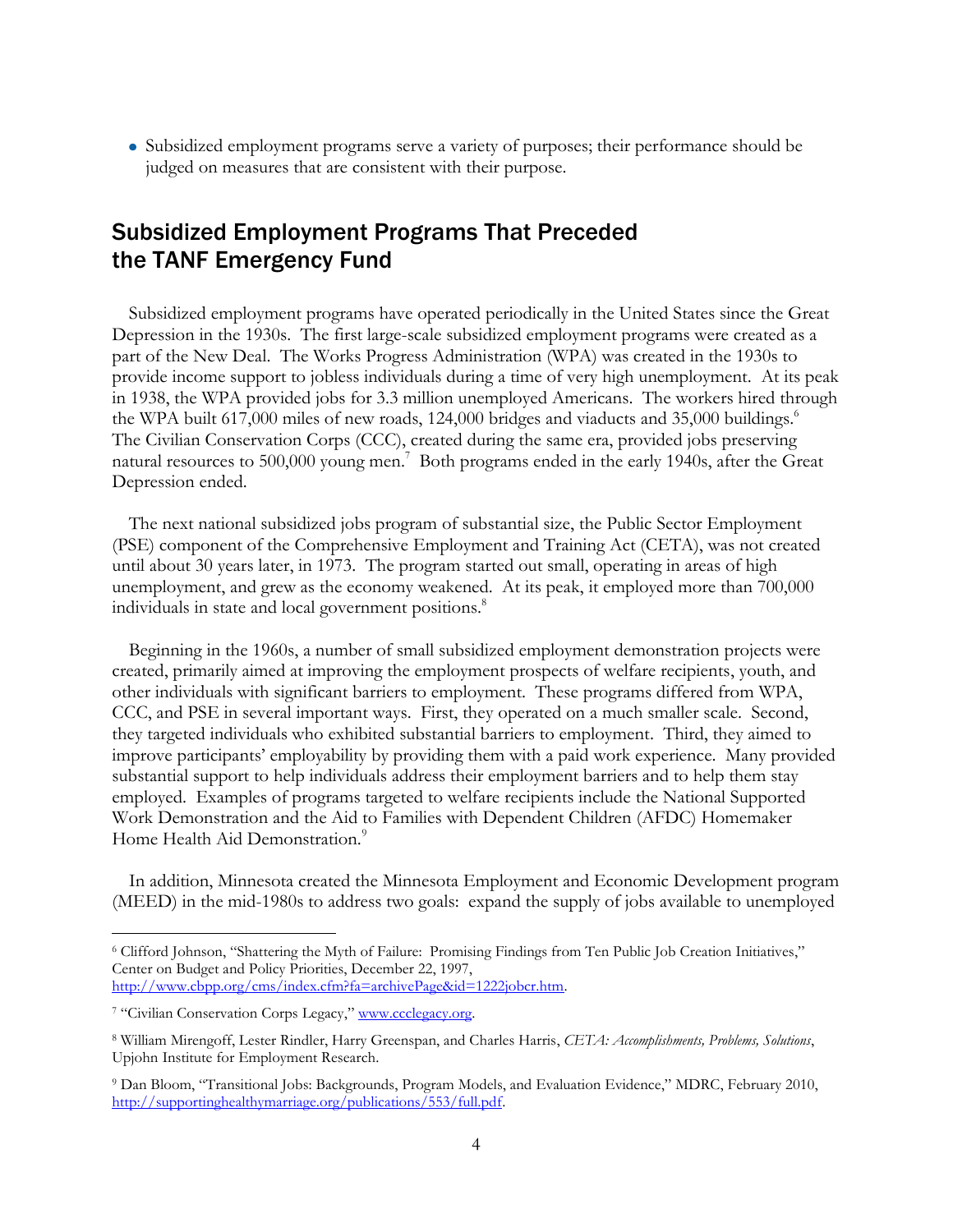- Subsidized employment programs serve a variety of purposes; their performance should be judged on measures that are consistent with their purpose.

## Subsidized Employment Programs That Preceded the TANF Emergency Fund

Subsidized employment programs have operated periodically in the United States since the Great Depression in the 1930s. The first large-scale subsidized employment programs were created as a part of the New Deal. The Works Progress Administration (WPA) was created in the 1930s to provide income support to jobless individuals during a time of very high unemployment. At its peak in 1938, the WPA provided jobs for 3.3 million unemployed Americans. The workers hired through the WPA built 617,000 miles of new roads, 124,000 bridges and viaducts and 35,000 buildings.[6] The Civilian Conservation Corps (CCC), created during the same era, provided jobs preserving natural resources to 500,000 young men.[7] Both programs ended in the early 1940s, after the Great Depression ended.

The next national subsidized jobs program of substantial size, the Public Sector Employment (PSE) component of the Comprehensive Employment and Training Act (CETA), was not created until about 30 years later, in 1973. The program started out small, operating in areas of high unemployment, and grew as the economy weakened. At its peak, it employed more than 700,000 individuals in state and local government positions.[8]

Beginning in the 1960s, a number of small subsidized employment demonstration projects were created, primarily aimed at improving the employment prospects of welfare recipients, youth, and other individuals with significant barriers to employment. These programs differed from WPA, CCC, and PSE in several important ways. First, they operated on a much smaller scale. Second, they targeted individuals who exhibited substantial barriers to employment. Third, they aimed to improve participants' employability by providing them with a paid work experience. Many provided substantial support to help individuals address their employment barriers and to help them stay employed. Examples of programs targeted to welfare recipients include the National Supported Work Demonstration and the Aid to Families with Dependent Children (AFDC) Homemaker Home Health Aid Demonstration.[9]

In addition, Minnesota created the Minnesota Employment and Economic Development program (MEED) in the mid-1980s to address two goals: expand the supply of jobs available to unemployed

---

[6] Clifford Johnson, "Shattering the Myth of Failure: Promising Findings from Ten Public Job Creation Initiatives," Center on Budget and Policy Priorities, December 22, 1997, http://www.cbpp.org/cms/index.cfm?fa=archivePage&id=1222jobcr.htm.

[7] "Civilian Conservation Corps Legacy," www.ccclegacy.org.

[8] William Mirengoff, Lester Rindler, Harry Greenspan, and Charles Harris, *CETA: Accomplishments, Problems, Solutions*, Upjohn Institute for Employment Research.

[9] Dan Bloom, "Transitional Jobs: Backgrounds, Program Models, and Evaluation Evidence," MDRC, February 2010, http://supportinghealthymarriage.org/publications/553/full.pdf.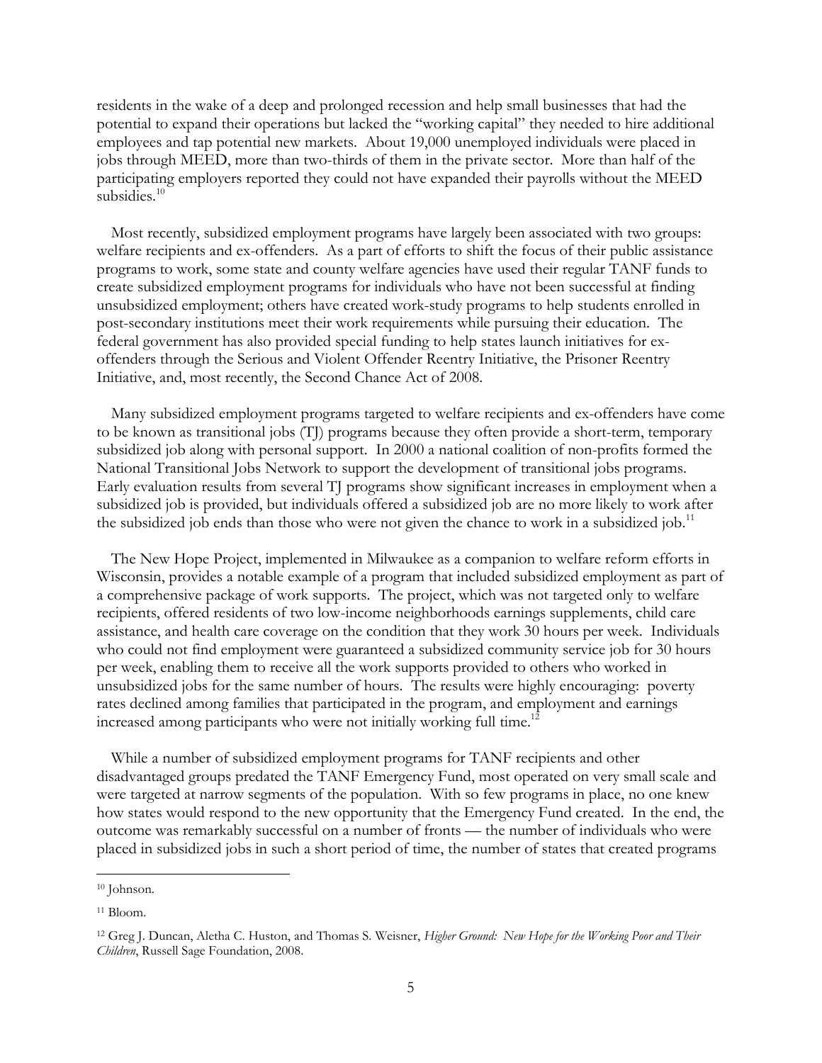residents in the wake of a deep and prolonged recession and help small businesses that had the potential to expand their operations but lacked the "working capital" they needed to hire additional employees and tap potential new markets. About 19,000 unemployed individuals were placed in jobs through MEED, more than two-thirds of them in the private sector. More than half of the participating employers reported they could not have expanded their payrolls without the MEED subsidies.[10]

Most recently, subsidized employment programs have largely been associated with two groups: welfare recipients and ex-offenders. As a part of efforts to shift the focus of their public assistance programs to work, some state and county welfare agencies have used their regular TANF funds to create subsidized employment programs for individuals who have not been successful at finding unsubsidized employment; others have created work-study programs to help students enrolled in post-secondary institutions meet their work requirements while pursuing their education. The federal government has also provided special funding to help states launch initiatives for ex-offenders through the Serious and Violent Offender Reentry Initiative, the Prisoner Reentry Initiative, and, most recently, the Second Chance Act of 2008.

Many subsidized employment programs targeted to welfare recipients and ex-offenders have come to be known as transitional jobs (TJ) programs because they often provide a short-term, temporary subsidized job along with personal support. In 2000 a national coalition of non-profits formed the National Transitional Jobs Network to support the development of transitional jobs programs. Early evaluation results from several TJ programs show significant increases in employment when a subsidized job is provided, but individuals offered a subsidized job are no more likely to work after the subsidized job ends than those who were not given the chance to work in a subsidized job.[11]

The New Hope Project, implemented in Milwaukee as a companion to welfare reform efforts in Wisconsin, provides a notable example of a program that included subsidized employment as part of a comprehensive package of work supports. The project, which was not targeted only to welfare recipients, offered residents of two low-income neighborhoods earnings supplements, child care assistance, and health care coverage on the condition that they work 30 hours per week. Individuals who could not find employment were guaranteed a subsidized community service job for 30 hours per week, enabling them to receive all the work supports provided to others who worked in unsubsidized jobs for the same number of hours. The results were highly encouraging: poverty rates declined among families that participated in the program, and employment and earnings increased among participants who were not initially working full time.[12]

While a number of subsidized employment programs for TANF recipients and other disadvantaged groups predated the TANF Emergency Fund, most operated on very small scale and were targeted at narrow segments of the population. With so few programs in place, no one knew how states would respond to the new opportunity that the Emergency Fund created. In the end, the outcome was remarkably successful on a number of fronts — the number of individuals who were placed in subsidized jobs in such a short period of time, the number of states that created programs

---

[10] Johnson.

[11] Bloom.

[12] Greg J. Duncan, Aletha C. Huston, and Thomas S. Weisner, *Higher Ground: New Hope for the Working Poor and Their Children*, Russell Sage Foundation, 2008.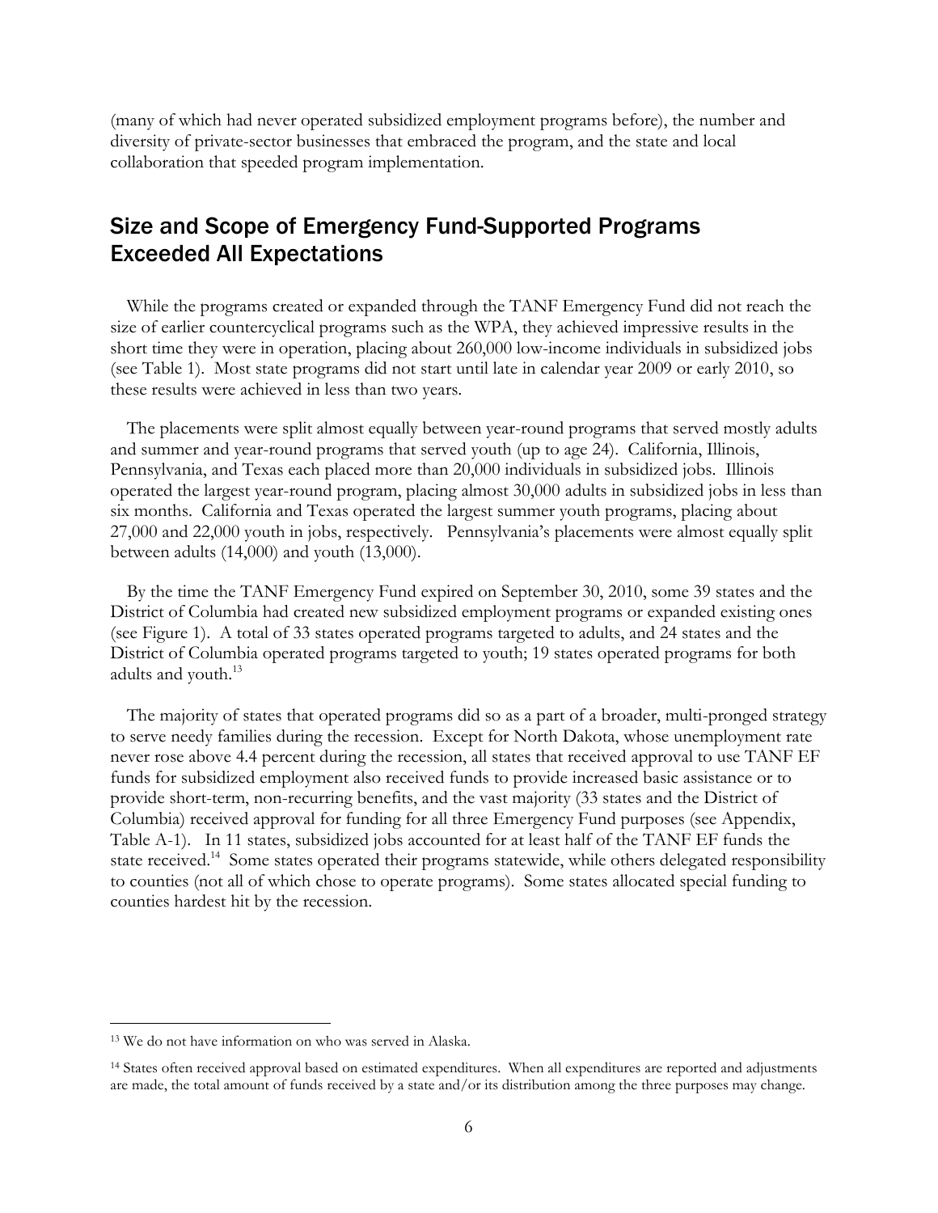(many of which had never operated subsidized employment programs before), the number and diversity of private-sector businesses that embraced the program, and the state and local collaboration that speeded program implementation.

## Size and Scope of Emergency Fund-Supported Programs Exceeded All Expectations

While the programs created or expanded through the TANF Emergency Fund did not reach the size of earlier countercyclical programs such as the WPA, they achieved impressive results in the short time they were in operation, placing about 260,000 low-income individuals in subsidized jobs (see Table 1). Most state programs did not start until late in calendar year 2009 or early 2010, so these results were achieved in less than two years.

The placements were split almost equally between year-round programs that served mostly adults and summer and year-round programs that served youth (up to age 24). California, Illinois, Pennsylvania, and Texas each placed more than 20,000 individuals in subsidized jobs. Illinois operated the largest year-round program, placing almost 30,000 adults in subsidized jobs in less than six months. California and Texas operated the largest summer youth programs, placing about 27,000 and 22,000 youth in jobs, respectively. Pennsylvania's placements were almost equally split between adults (14,000) and youth (13,000).

By the time the TANF Emergency Fund expired on September 30, 2010, some 39 states and the District of Columbia had created new subsidized employment programs or expanded existing ones (see Figure 1). A total of 33 states operated programs targeted to adults, and 24 states and the District of Columbia operated programs targeted to youth; 19 states operated programs for both adults and youth.[13]

The majority of states that operated programs did so as a part of a broader, multi-pronged strategy to serve needy families during the recession. Except for North Dakota, whose unemployment rate never rose above 4.4 percent during the recession, all states that received approval to use TANF EF funds for subsidized employment also received funds to provide increased basic assistance or to provide short-term, non-recurring benefits, and the vast majority (33 states and the District of Columbia) received approval for funding for all three Emergency Fund purposes (see Appendix, Table A-1). In 11 states, subsidized jobs accounted for at least half of the TANF EF funds the state received.[14] Some states operated their programs statewide, while others delegated responsibility to counties (not all of which chose to operate programs). Some states allocated special funding to counties hardest hit by the recession.

---

[13] We do not have information on who was served in Alaska.

[14] States often received approval based on estimated expenditures. When all expenditures are reported and adjustments are made, the total amount of funds received by a state and/or its distribution among the three purposes may change.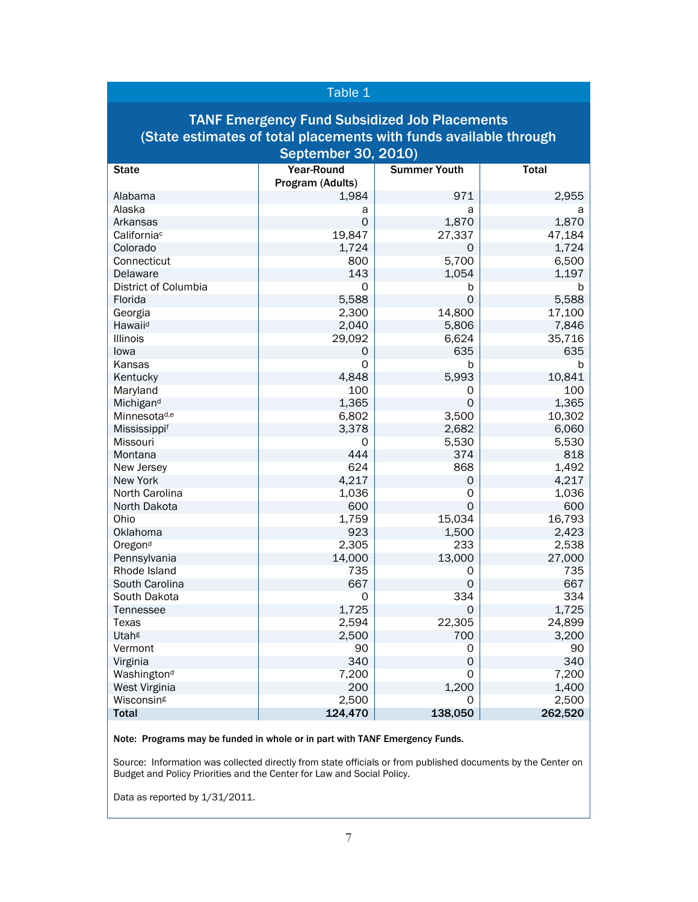Table 1

## TANF Emergency Fund Subsidized Job Placements (State estimates of total placements with funds available through September 30, 2010)

| State | Year-Round Program (Adults) | Summer Youth | Total |
|---|---|---|---|
| Alabama | 1,984 | 971 | 2,955 |
| Alaska | a | a | a |
| Arkansas | 0 | 1,870 | 1,870 |
| California[c] | 19,847 | 27,337 | 47,184 |
| Colorado | 1,724 | 0 | 1,724 |
| Connecticut | 800 | 5,700 | 6,500 |
| Delaware | 143 | 1,054 | 1,197 |
| District of Columbia | 0 | b | b |
| Florida | 5,588 | 0 | 5,588 |
| Georgia | 2,300 | 14,800 | 17,100 |
| Hawaii[d] | 2,040 | 5,806 | 7,846 |
| Illinois | 29,092 | 6,624 | 35,716 |
| Iowa | 0 | 635 | 635 |
| Kansas | 0 | b | b |
| Kentucky | 4,848 | 5,993 | 10,841 |
| Maryland | 100 | 0 | 100 |
| Michigan[d] | 1,365 | 0 | 1,365 |
| Minnesota[d,e] | 6,802 | 3,500 | 10,302 |
| Mississippi[f] | 3,378 | 2,682 | 6,060 |
| Missouri | 0 | 5,530 | 5,530 |
| Montana | 444 | 374 | 818 |
| New Jersey | 624 | 868 | 1,492 |
| New York | 4,217 | 0 | 4,217 |
| North Carolina | 1,036 | 0 | 1,036 |
| North Dakota | 600 | 0 | 600 |
| Ohio | 1,759 | 15,034 | 16,793 |
| Oklahoma | 923 | 1,500 | 2,423 |
| Oregon[d] | 2,305 | 233 | 2,538 |
| Pennsylvania | 14,000 | 13,000 | 27,000 |
| Rhode Island | 735 | 0 | 735 |
| South Carolina | 667 | 0 | 667 |
| South Dakota | 0 | 334 | 334 |
| Tennessee | 1,725 | 0 | 1,725 |
| Texas | 2,594 | 22,305 | 24,899 |
| Utah[g] | 2,500 | 700 | 3,200 |
| Vermont | 90 | 0 | 90 |
| Virginia | 340 | 0 | 340 |
| Washington[d] | 7,200 | 0 | 7,200 |
| West Virginia | 200 | 1,200 | 1,400 |
| Wisconsin[g] | 2,500 | 0 | 2,500 |
| **Total** | **124,470** | **138,050** | **262,520** |

**Note: Programs may be funded in whole or in part with TANF Emergency Funds.**

Source: Information was collected directly from state officials or from published documents by the Center on Budget and Policy Priorities and the Center for Law and Social Policy.

Data as reported by 1/31/2011.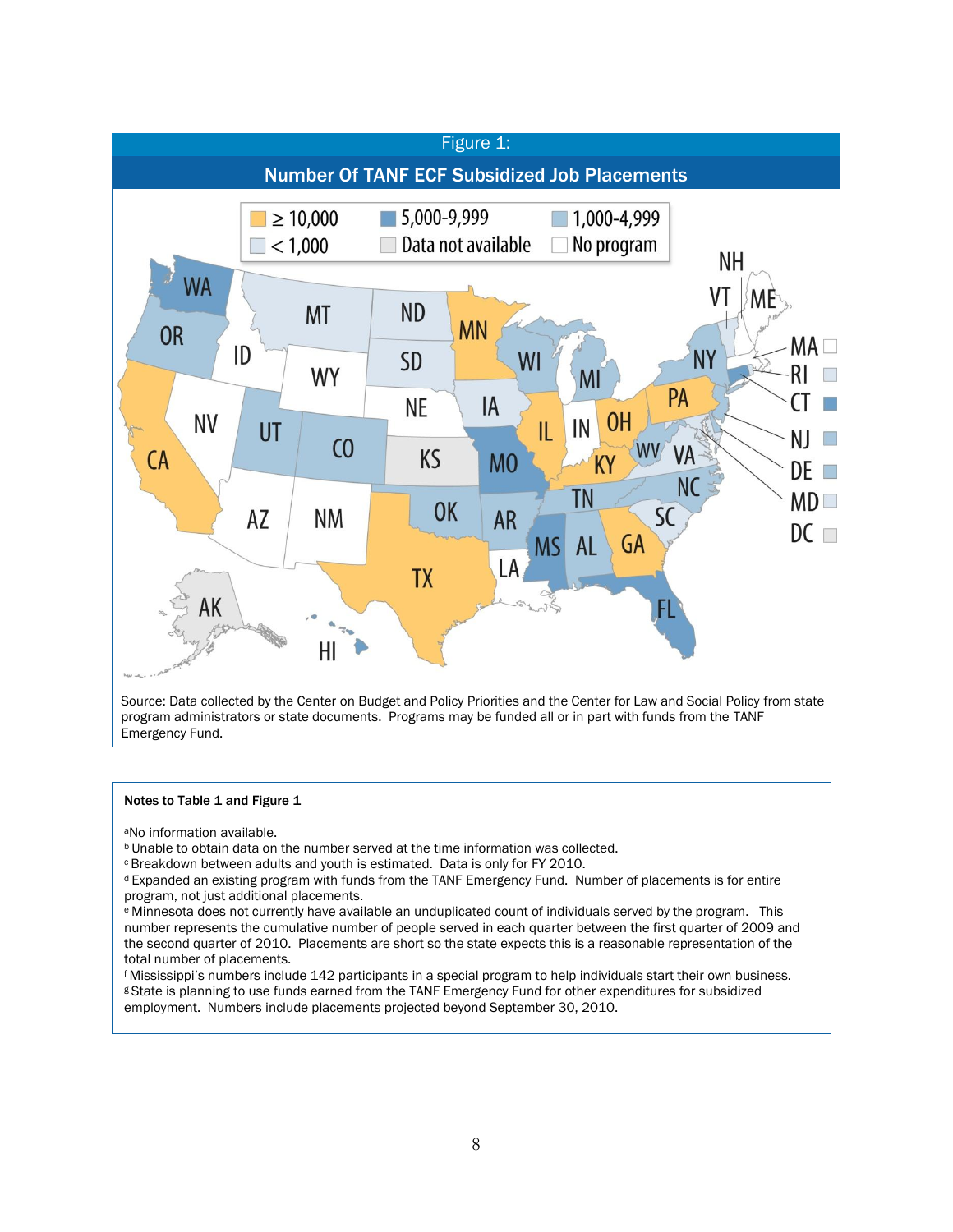Figure 1:

## Number Of TANF ECF Subsidized Job Placements

Source: Data collected by the Center on Budget and Policy Priorities and the Center for Law and Social Policy from state program administrators or state documents. Programs may be funded all or in part with funds from the TANF Emergency Fund.

**Notes to Table 1 and Figure 1**

[a] No information available.
[b] Unable to obtain data on the number served at the time information was collected.
[c] Breakdown between adults and youth is estimated. Data is only for FY 2010.
[d] Expanded an existing program with funds from the TANF Emergency Fund. Number of placements is for entire program, not just additional placements.
[e] Minnesota does not currently have available an unduplicated count of individuals served by the program. This number represents the cumulative number of people served in each quarter between the first quarter of 2009 and the second quarter of 2010. Placements are short so the state expects this is a reasonable representation of the total number of placements.
[f] Mississippi's numbers include 142 participants in a special program to help individuals start their own business.
[g] State is planning to use funds earned from the TANF Emergency Fund for other expenditures for subsidized employment. Numbers include placements projected beyond September 30, 2010.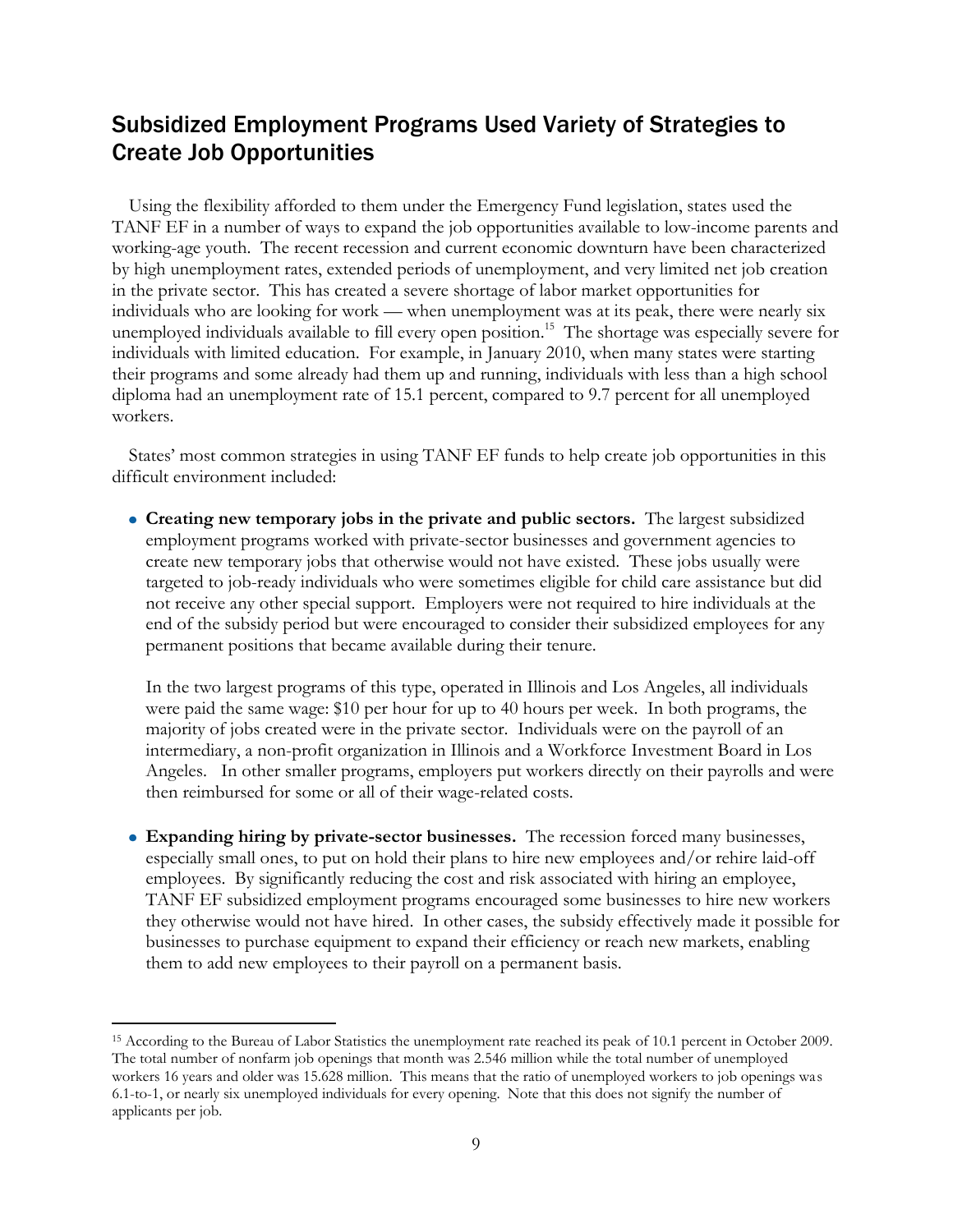## Subsidized Employment Programs Used Variety of Strategies to Create Job Opportunities

Using the flexibility afforded to them under the Emergency Fund legislation, states used the TANF EF in a number of ways to expand the job opportunities available to low-income parents and working-age youth. The recent recession and current economic downturn have been characterized by high unemployment rates, extended periods of unemployment, and very limited net job creation in the private sector. This has created a severe shortage of labor market opportunities for individuals who are looking for work — when unemployment was at its peak, there were nearly six unemployed individuals available to fill every open position.[15] The shortage was especially severe for individuals with limited education. For example, in January 2010, when many states were starting their programs and some already had them up and running, individuals with less than a high school diploma had an unemployment rate of 15.1 percent, compared to 9.7 percent for all unemployed workers.

States' most common strategies in using TANF EF funds to help create job opportunities in this difficult environment included:

- **Creating new temporary jobs in the private and public sectors.** The largest subsidized employment programs worked with private-sector businesses and government agencies to create new temporary jobs that otherwise would not have existed. These jobs usually were targeted to job-ready individuals who were sometimes eligible for child care assistance but did not receive any other special support. Employers were not required to hire individuals at the end of the subsidy period but were encouraged to consider their subsidized employees for any permanent positions that became available during their tenure.

  In the two largest programs of this type, operated in Illinois and Los Angeles, all individuals were paid the same wage: $10 per hour for up to 40 hours per week. In both programs, the majority of jobs created were in the private sector. Individuals were on the payroll of an intermediary, a non-profit organization in Illinois and a Workforce Investment Board in Los Angeles. In other smaller programs, employers put workers directly on their payrolls and were then reimbursed for some or all of their wage-related costs.

- **Expanding hiring by private-sector businesses.** The recession forced many businesses, especially small ones, to put on hold their plans to hire new employees and/or rehire laid-off employees. By significantly reducing the cost and risk associated with hiring an employee, TANF EF subsidized employment programs encouraged some businesses to hire new workers they otherwise would not have hired. In other cases, the subsidy effectively made it possible for businesses to purchase equipment to expand their efficiency or reach new markets, enabling them to add new employees to their payroll on a permanent basis.

---

[15] According to the Bureau of Labor Statistics the unemployment rate reached its peak of 10.1 percent in October 2009. The total number of nonfarm job openings that month was 2.546 million while the total number of unemployed workers 16 years and older was 15.628 million. This means that the ratio of unemployed workers to job openings was 6.1-to-1, or nearly six unemployed individuals for every opening. Note that this does not signify the number of applicants per job.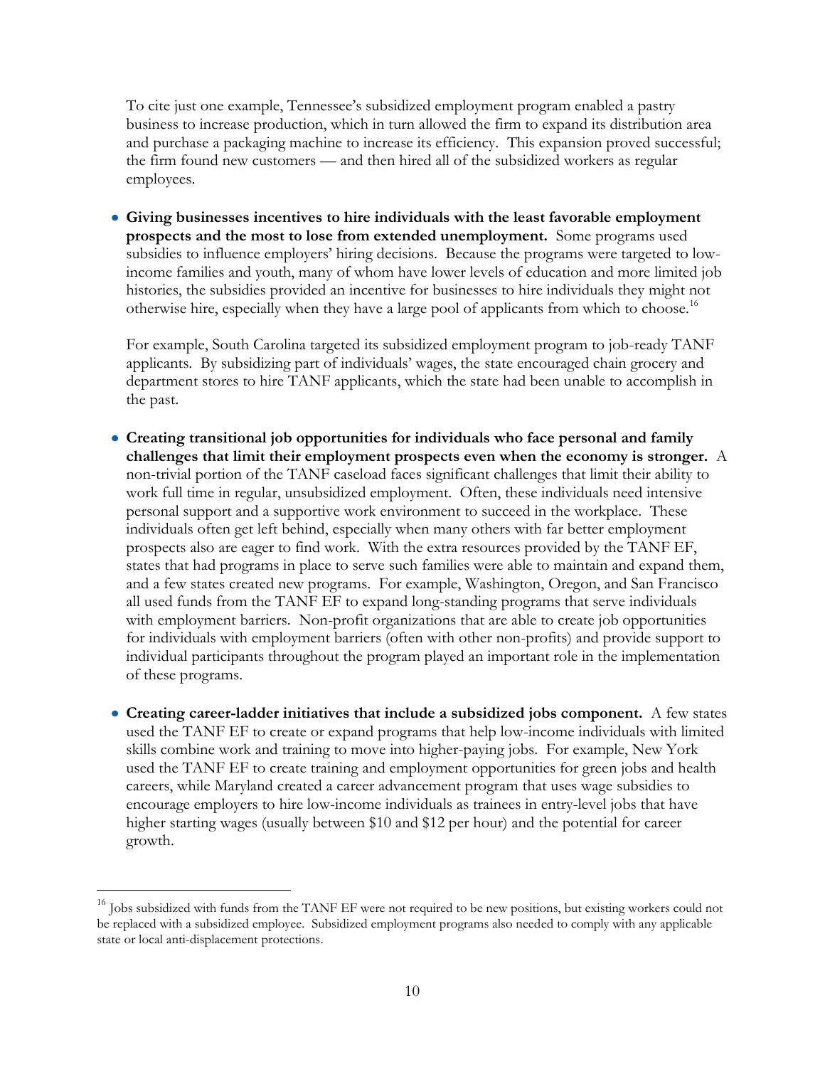To cite just one example, Tennessee's subsidized employment program enabled a pastry business to increase production, which in turn allowed the firm to expand its distribution area and purchase a packaging machine to increase its efficiency. This expansion proved successful; the firm found new customers — and then hired all of the subsidized workers as regular employees.

- **Giving businesses incentives to hire individuals with the least favorable employment prospects and the most to lose from extended unemployment.** Some programs used subsidies to influence employers' hiring decisions. Because the programs were targeted to low-income families and youth, many of whom have lower levels of education and more limited job histories, the subsidies provided an incentive for businesses to hire individuals they might not otherwise hire, especially when they have a large pool of applicants from which to choose.[16]

  For example, South Carolina targeted its subsidized employment program to job-ready TANF applicants. By subsidizing part of individuals' wages, the state encouraged chain grocery and department stores to hire TANF applicants, which the state had been unable to accomplish in the past.

- **Creating transitional job opportunities for individuals who face personal and family challenges that limit their employment prospects even when the economy is stronger.** A non-trivial portion of the TANF caseload faces significant challenges that limit their ability to work full time in regular, unsubsidized employment. Often, these individuals need intensive personal support and a supportive work environment to succeed in the workplace. These individuals often get left behind, especially when many others with far better employment prospects also are eager to find work. With the extra resources provided by the TANF EF, states that had programs in place to serve such families were able to maintain and expand them, and a few states created new programs. For example, Washington, Oregon, and San Francisco all used funds from the TANF EF to expand long-standing programs that serve individuals with employment barriers. Non-profit organizations that are able to create job opportunities for individuals with employment barriers (often with other non-profits) and provide support to individual participants throughout the program played an important role in the implementation of these programs.

- **Creating career-ladder initiatives that include a subsidized jobs component.** A few states used the TANF EF to create or expand programs that help low-income individuals with limited skills combine work and training to move into higher-paying jobs. For example, New York used the TANF EF to create training and employment opportunities for green jobs and health careers, while Maryland created a career advancement program that uses wage subsidies to encourage employers to hire low-income individuals as trainees in entry-level jobs that have higher starting wages (usually between $10 and $12 per hour) and the potential for career growth.

---

[16] Jobs subsidized with funds from the TANF EF were not required to be new positions, but existing workers could not be replaced with a subsidized employee. Subsidized employment programs also needed to comply with any applicable state or local anti-displacement protections.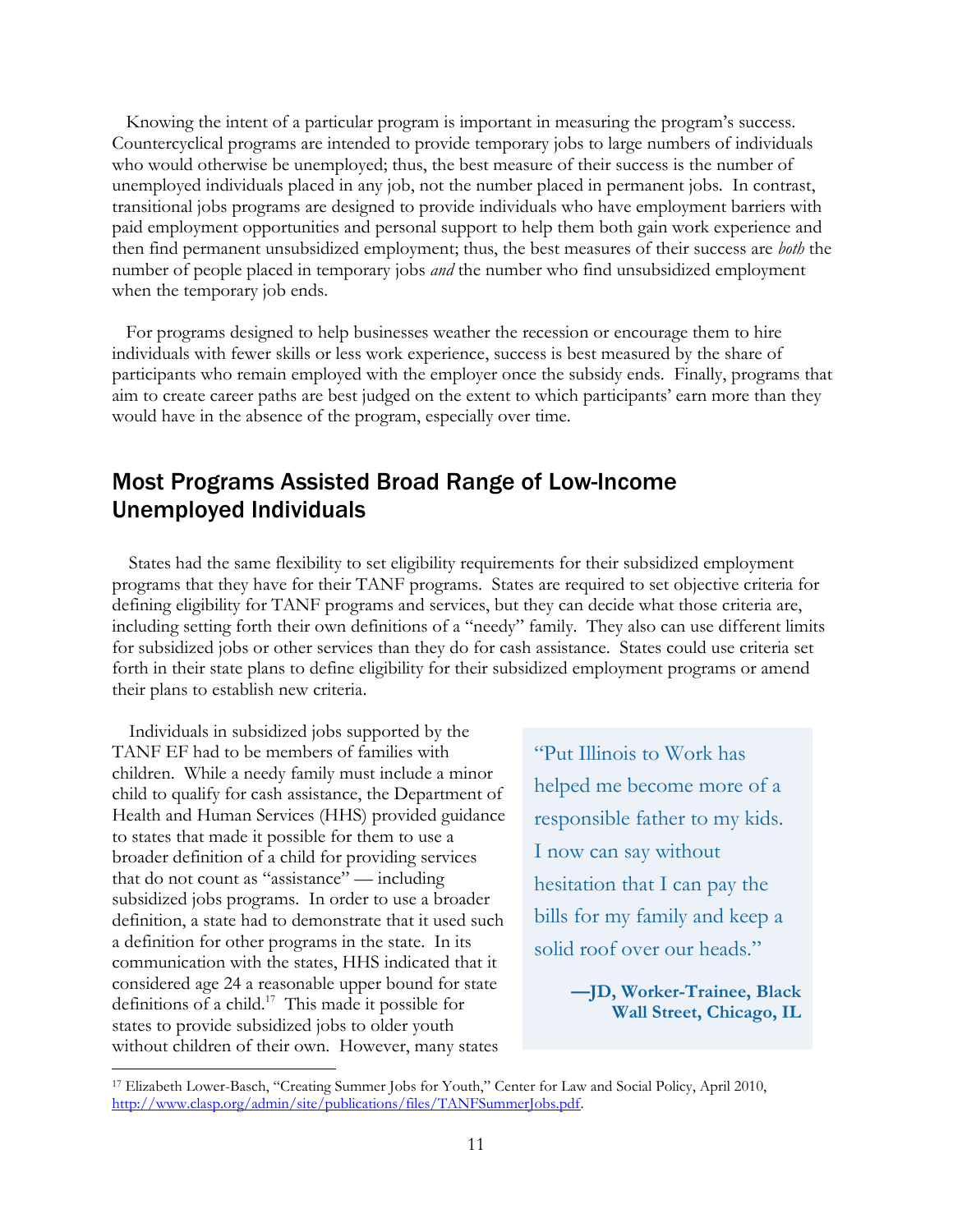Knowing the intent of a particular program is important in measuring the program's success. Countercyclical programs are intended to provide temporary jobs to large numbers of individuals who would otherwise be unemployed; thus, the best measure of their success is the number of unemployed individuals placed in any job, not the number placed in permanent jobs. In contrast, transitional jobs programs are designed to provide individuals who have employment barriers with paid employment opportunities and personal support to help them both gain work experience and then find permanent unsubsidized employment; thus, the best measures of their success are *both* the number of people placed in temporary jobs *and* the number who find unsubsidized employment when the temporary job ends.

For programs designed to help businesses weather the recession or encourage them to hire individuals with fewer skills or less work experience, success is best measured by the share of participants who remain employed with the employer once the subsidy ends. Finally, programs that aim to create career paths are best judged on the extent to which participants' earn more than they would have in the absence of the program, especially over time.

## Most Programs Assisted Broad Range of Low-Income Unemployed Individuals

States had the same flexibility to set eligibility requirements for their subsidized employment programs that they have for their TANF programs. States are required to set objective criteria for defining eligibility for TANF programs and services, but they can decide what those criteria are, including setting forth their own definitions of a "needy" family. They also can use different limits for subsidized jobs or other services than they do for cash assistance. States could use criteria set forth in their state plans to define eligibility for their subsidized employment programs or amend their plans to establish new criteria.

Individuals in subsidized jobs supported by the TANF EF had to be members of families with children. While a needy family must include a minor child to qualify for cash assistance, the Department of Health and Human Services (HHS) provided guidance to states that made it possible for them to use a broader definition of a child for providing services that do not count as "assistance" — including subsidized jobs programs. In order to use a broader definition, a state had to demonstrate that it used such a definition for other programs in the state. In its communication with the states, HHS indicated that it considered age 24 a reasonable upper bound for state definitions of a child.[17] This made it possible for states to provide subsidized jobs to older youth without children of their own. However, many states

> "Put Illinois to Work has helped me become more of a responsible father to my kids. I now can say without hesitation that I can pay the bills for my family and keep a solid roof over our heads."
>
> **—JD, Worker-Trainee, Black Wall Street, Chicago, IL**

[17] Elizabeth Lower-Basch, "Creating Summer Jobs for Youth," Center for Law and Social Policy, April 2010, http://www.clasp.org/admin/site/publications/files/TANFSummerJobs.pdf.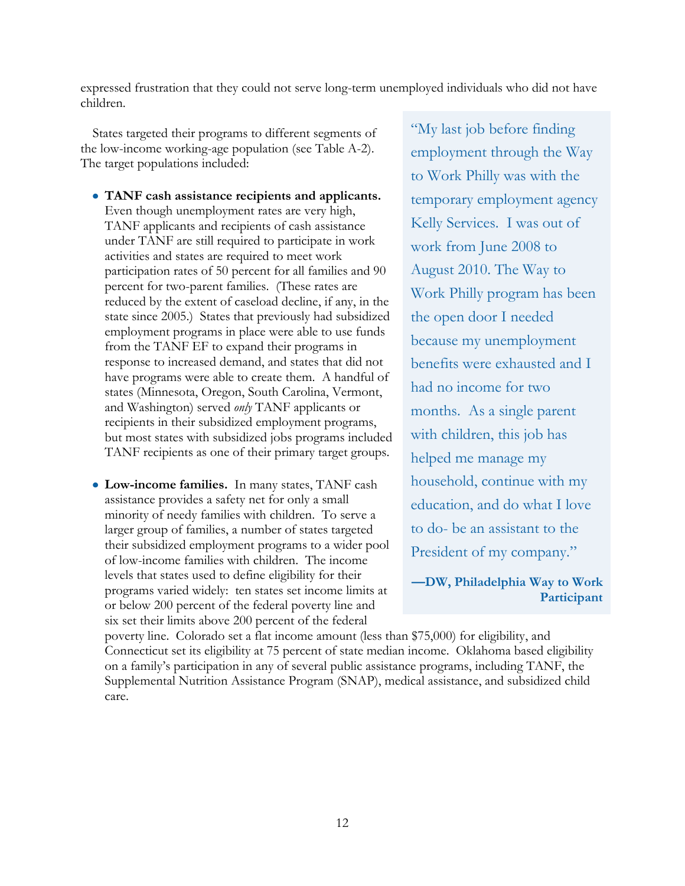expressed frustration that they could not serve long-term unemployed individuals who did not have children.

States targeted their programs to different segments of the low-income working-age population (see Table A-2). The target populations included:

- **TANF cash assistance recipients and applicants.** Even though unemployment rates are very high, TANF applicants and recipients of cash assistance under TANF are still required to participate in work activities and states are required to meet work participation rates of 50 percent for all families and 90 percent for two-parent families. (These rates are reduced by the extent of caseload decline, if any, in the state since 2005.) States that previously had subsidized employment programs in place were able to use funds from the TANF EF to expand their programs in response to increased demand, and states that did not have programs were able to create them. A handful of states (Minnesota, Oregon, South Carolina, Vermont, and Washington) served *only* TANF applicants or recipients in their subsidized employment programs, but most states with subsidized jobs programs included TANF recipients as one of their primary target groups.

- **Low-income families.** In many states, TANF cash assistance provides a safety net for only a small minority of needy families with children. To serve a larger group of families, a number of states targeted their subsidized employment programs to a wider pool of low-income families with children. The income levels that states used to define eligibility for their programs varied widely: ten states set income limits at or below 200 percent of the federal poverty line and six set their limits above 200 percent of the federal poverty line. Colorado set a flat income amount (less than $75,000) for eligibility, and Connecticut set its eligibility at 75 percent of state median income. Oklahoma based eligibility on a family's participation in any of several public assistance programs, including TANF, the Supplemental Nutrition Assistance Program (SNAP), medical assistance, and subsidized child care.

> "My last job before finding employment through the Way to Work Philly was with the temporary employment agency Kelly Services. I was out of work from June 2008 to August 2010. The Way to Work Philly program has been the open door I needed because my unemployment benefits were exhausted and I had no income for two months. As a single parent with children, this job has helped me manage my household, continue with my education, and do what I love to do- be an assistant to the President of my company."
>
> **—DW, Philadelphia Way to Work Participant**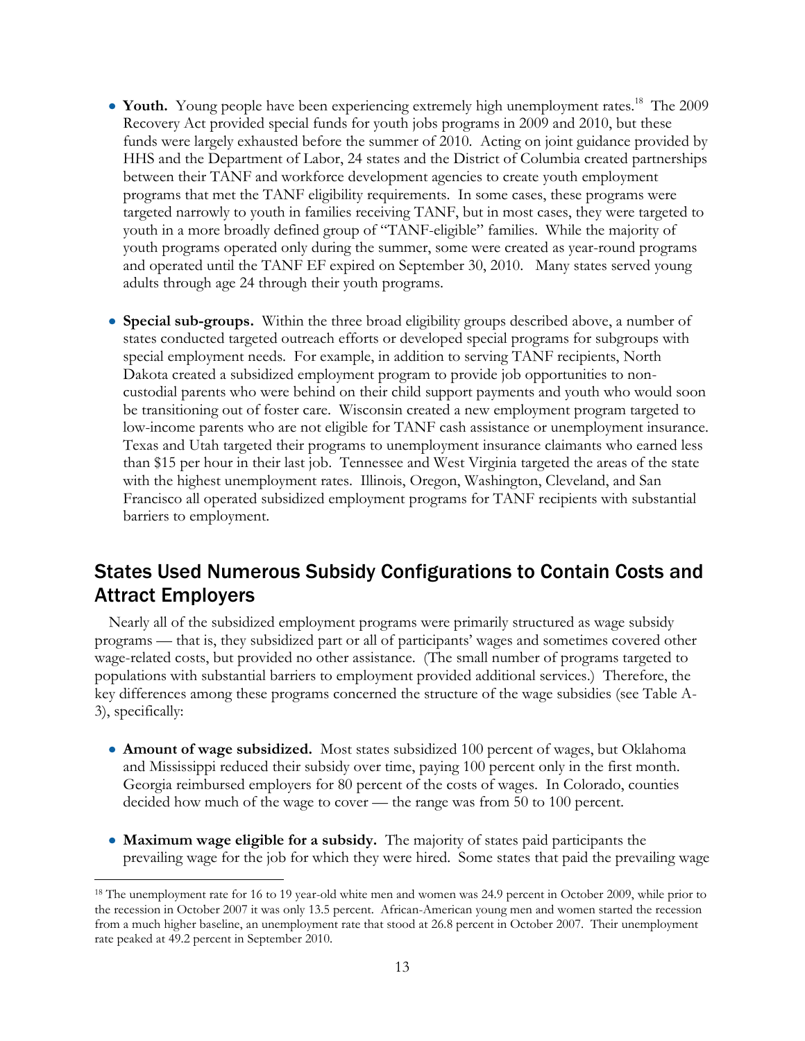- **Youth.** Young people have been experiencing extremely high unemployment rates.[18] The 2009 Recovery Act provided special funds for youth jobs programs in 2009 and 2010, but these funds were largely exhausted before the summer of 2010. Acting on joint guidance provided by HHS and the Department of Labor, 24 states and the District of Columbia created partnerships between their TANF and workforce development agencies to create youth employment programs that met the TANF eligibility requirements. In some cases, these programs were targeted narrowly to youth in families receiving TANF, but in most cases, they were targeted to youth in a more broadly defined group of "TANF-eligible" families. While the majority of youth programs operated only during the summer, some were created as year-round programs and operated until the TANF EF expired on September 30, 2010. Many states served young adults through age 24 through their youth programs.

- **Special sub-groups.** Within the three broad eligibility groups described above, a number of states conducted targeted outreach efforts or developed special programs for subgroups with special employment needs. For example, in addition to serving TANF recipients, North Dakota created a subsidized employment program to provide job opportunities to non-custodial parents who were behind on their child support payments and youth who would soon be transitioning out of foster care. Wisconsin created a new employment program targeted to low-income parents who are not eligible for TANF cash assistance or unemployment insurance. Texas and Utah targeted their programs to unemployment insurance claimants who earned less than $15 per hour in their last job. Tennessee and West Virginia targeted the areas of the state with the highest unemployment rates. Illinois, Oregon, Washington, Cleveland, and San Francisco all operated subsidized employment programs for TANF recipients with substantial barriers to employment.

## States Used Numerous Subsidy Configurations to Contain Costs and Attract Employers

Nearly all of the subsidized employment programs were primarily structured as wage subsidy programs — that is, they subsidized part or all of participants' wages and sometimes covered other wage-related costs, but provided no other assistance. (The small number of programs targeted to populations with substantial barriers to employment provided additional services.) Therefore, the key differences among these programs concerned the structure of the wage subsidies (see Table A-3), specifically:

- **Amount of wage subsidized.** Most states subsidized 100 percent of wages, but Oklahoma and Mississippi reduced their subsidy over time, paying 100 percent only in the first month. Georgia reimbursed employers for 80 percent of the costs of wages. In Colorado, counties decided how much of the wage to cover — the range was from 50 to 100 percent.

- **Maximum wage eligible for a subsidy.** The majority of states paid participants the prevailing wage for the job for which they were hired. Some states that paid the prevailing wage

[18] The unemployment rate for 16 to 19 year-old white men and women was 24.9 percent in October 2009, while prior to the recession in October 2007 it was only 13.5 percent. African-American young men and women started the recession from a much higher baseline, an unemployment rate that stood at 26.8 percent in October 2007. Their unemployment rate peaked at 49.2 percent in September 2010.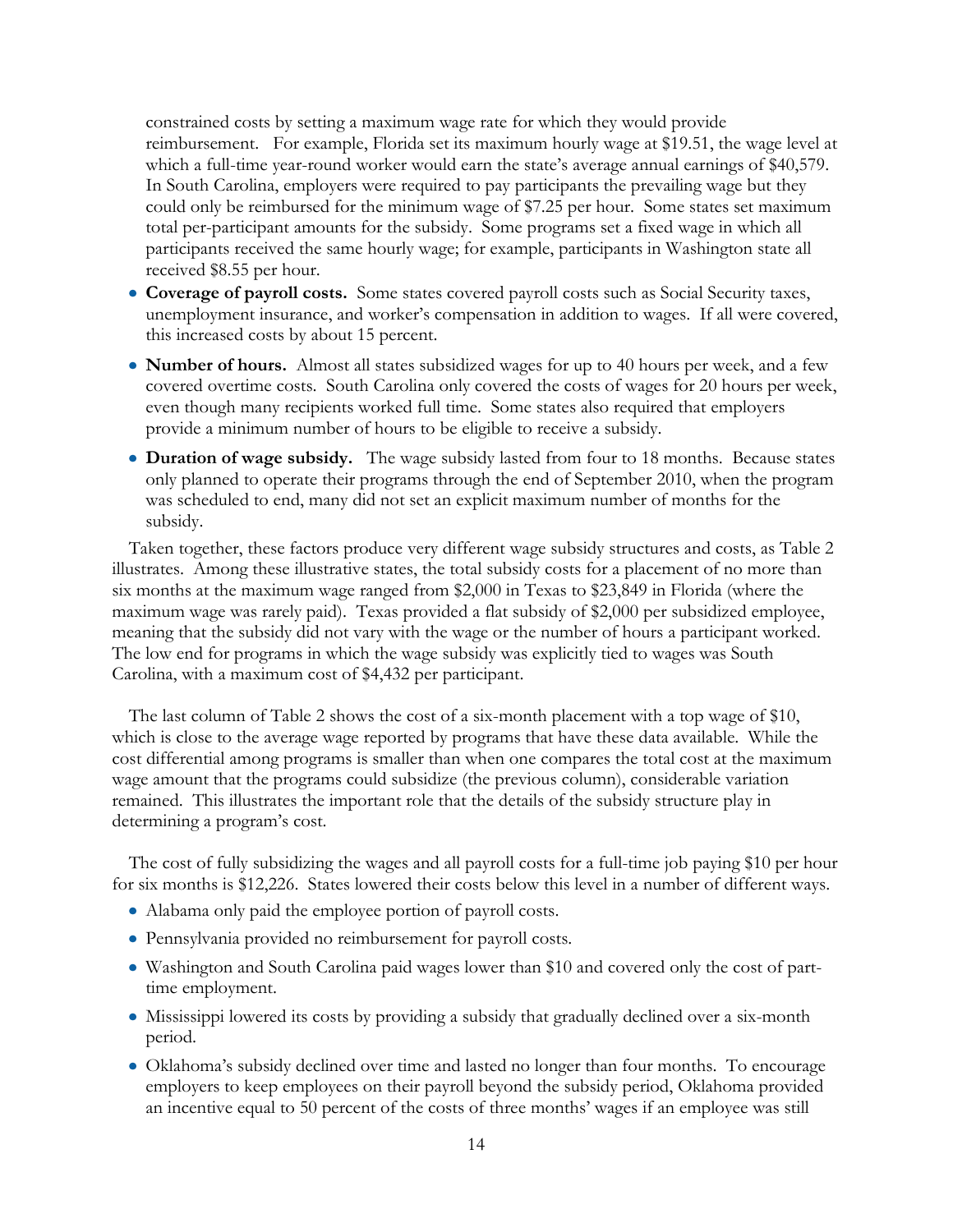constrained costs by setting a maximum wage rate for which they would provide reimbursement. For example, Florida set its maximum hourly wage at $19.51, the wage level at which a full-time year-round worker would earn the state's average annual earnings of $40,579. In South Carolina, employers were required to pay participants the prevailing wage but they could only be reimbursed for the minimum wage of $7.25 per hour. Some states set maximum total per-participant amounts for the subsidy. Some programs set a fixed wage in which all participants received the same hourly wage; for example, participants in Washington state all received $8.55 per hour.

- **Coverage of payroll costs.** Some states covered payroll costs such as Social Security taxes, unemployment insurance, and worker's compensation in addition to wages. If all were covered, this increased costs by about 15 percent.
- **Number of hours.** Almost all states subsidized wages for up to 40 hours per week, and a few covered overtime costs. South Carolina only covered the costs of wages for 20 hours per week, even though many recipients worked full time. Some states also required that employers provide a minimum number of hours to be eligible to receive a subsidy.
- **Duration of wage subsidy.** The wage subsidy lasted from four to 18 months. Because states only planned to operate their programs through the end of September 2010, when the program was scheduled to end, many did not set an explicit maximum number of months for the subsidy.

Taken together, these factors produce very different wage subsidy structures and costs, as Table 2 illustrates. Among these illustrative states, the total subsidy costs for a placement of no more than six months at the maximum wage ranged from $2,000 in Texas to $23,849 in Florida (where the maximum wage was rarely paid). Texas provided a flat subsidy of $2,000 per subsidized employee, meaning that the subsidy did not vary with the wage or the number of hours a participant worked. The low end for programs in which the wage subsidy was explicitly tied to wages was South Carolina, with a maximum cost of $4,432 per participant.

The last column of Table 2 shows the cost of a six-month placement with a top wage of $10, which is close to the average wage reported by programs that have these data available. While the cost differential among programs is smaller than when one compares the total cost at the maximum wage amount that the programs could subsidize (the previous column), considerable variation remained. This illustrates the important role that the details of the subsidy structure play in determining a program's cost.

The cost of fully subsidizing the wages and all payroll costs for a full-time job paying $10 per hour for six months is $12,226. States lowered their costs below this level in a number of different ways.

- Alabama only paid the employee portion of payroll costs.
- Pennsylvania provided no reimbursement for payroll costs.
- Washington and South Carolina paid wages lower than $10 and covered only the cost of part-time employment.
- Mississippi lowered its costs by providing a subsidy that gradually declined over a six-month period.
- Oklahoma's subsidy declined over time and lasted no longer than four months. To encourage employers to keep employees on their payroll beyond the subsidy period, Oklahoma provided an incentive equal to 50 percent of the costs of three months' wages if an employee was still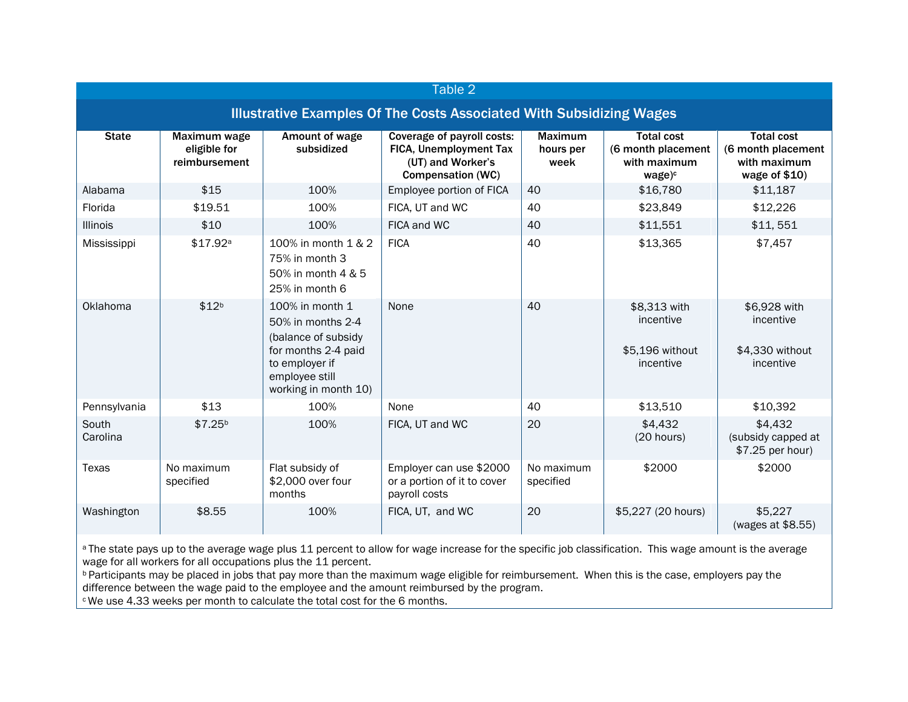Table 2

## Illustrative Examples Of The Costs Associated With Subsidizing Wages

| State | Maximum wage eligible for reimbursement | Amount of wage subsidized | Coverage of payroll costs: FICA, Unemployment Tax (UT) and Worker's Compensation (WC) | Maximum hours per week | Total cost (6 month placement with maximum wage)[c] | Total cost (6 month placement with maximum wage of $10) |
|---|---|---|---|---|---|---|
| Alabama | $15 | 100% | Employee portion of FICA | 40 | $16,780 | $11,187 |
| Florida | $19.51 | 100% | FICA, UT and WC | 40 | $23,849 | $12,226 |
| Illinois | $10 | 100% | FICA and WC | 40 | $11,551 | $11, 551 |
| Mississippi | $17.92[a] | 100% in month 1 & 2<br>75% in month 3<br>50% in month 4 & 5<br>25% in month 6 | FICA | 40 | $13,365 | $7,457 |
| Oklahoma | $12[b] | 100% in month 1<br>50% in months 2-4<br>(balance of subsidy for months 2-4 paid to employer if employee still working in month 10) | None | 40 | $8,313 with incentive<br><br>$5,196 without incentive | $6,928 with incentive<br><br>$4,330 without incentive |
| Pennsylvania | $13 | 100% | None | 40 | $13,510 | $10,392 |
| South Carolina | $7.25[b] | 100% | FICA, UT and WC | 20 | $4,432 (20 hours) | $4,432 (subsidy capped at $7.25 per hour) |
| Texas | No maximum specified | Flat subsidy of $2,000 over four months | Employer can use $2000 or a portion of it to cover payroll costs | No maximum specified | $2000 | $2000 |
| Washington | $8.55 | 100% | FICA, UT, and WC | 20 | $5,227 (20 hours) | $5,227 (wages at $8.55) |

[a] The state pays up to the average wage plus 11 percent to allow for wage increase for the specific job classification. This wage amount is the average wage for all workers for all occupations plus the 11 percent.
[b] Participants may be placed in jobs that pay more than the maximum wage eligible for reimbursement. When this is the case, employers pay the difference between the wage paid to the employee and the amount reimbursed by the program.
[c] We use 4.33 weeks per month to calculate the total cost for the 6 months.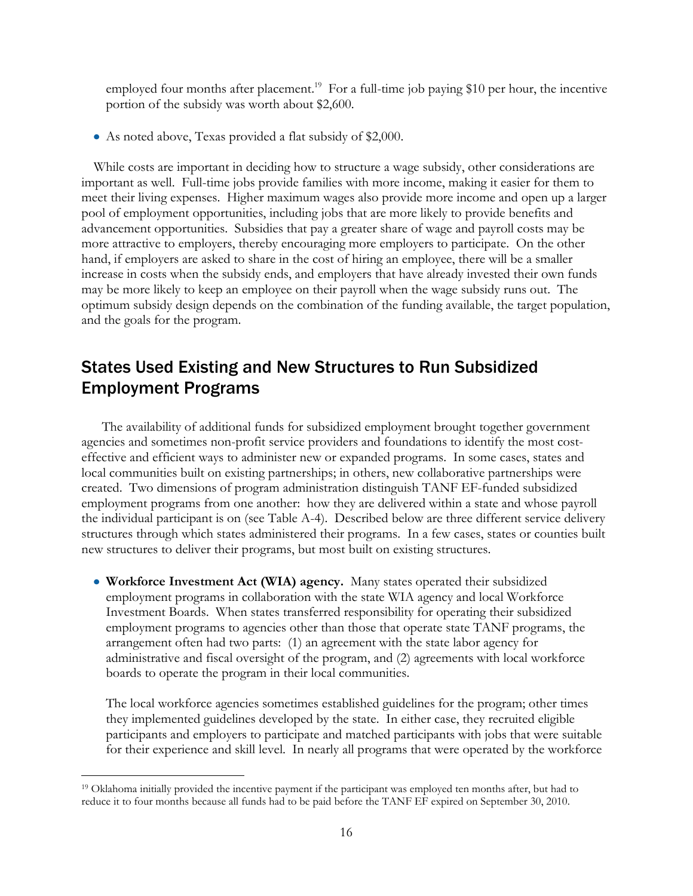employed four months after placement.[19] For a full-time job paying $10 per hour, the incentive portion of the subsidy was worth about $2,600.

- As noted above, Texas provided a flat subsidy of $2,000.

While costs are important in deciding how to structure a wage subsidy, other considerations are important as well. Full-time jobs provide families with more income, making it easier for them to meet their living expenses. Higher maximum wages also provide more income and open up a larger pool of employment opportunities, including jobs that are more likely to provide benefits and advancement opportunities. Subsidies that pay a greater share of wage and payroll costs may be more attractive to employers, thereby encouraging more employers to participate. On the other hand, if employers are asked to share in the cost of hiring an employee, there will be a smaller increase in costs when the subsidy ends, and employers that have already invested their own funds may be more likely to keep an employee on their payroll when the wage subsidy runs out. The optimum subsidy design depends on the combination of the funding available, the target population, and the goals for the program.

## States Used Existing and New Structures to Run Subsidized Employment Programs

The availability of additional funds for subsidized employment brought together government agencies and sometimes non-profit service providers and foundations to identify the most cost-effective and efficient ways to administer new or expanded programs. In some cases, states and local communities built on existing partnerships; in others, new collaborative partnerships were created. Two dimensions of program administration distinguish TANF EF-funded subsidized employment programs from one another: how they are delivered within a state and whose payroll the individual participant is on (see Table A-4). Described below are three different service delivery structures through which states administered their programs. In a few cases, states or counties built new structures to deliver their programs, but most built on existing structures.

- **Workforce Investment Act (WIA) agency.** Many states operated their subsidized employment programs in collaboration with the state WIA agency and local Workforce Investment Boards. When states transferred responsibility for operating their subsidized employment programs to agencies other than those that operate state TANF programs, the arrangement often had two parts: (1) an agreement with the state labor agency for administrative and fiscal oversight of the program, and (2) agreements with local workforce boards to operate the program in their local communities.

  The local workforce agencies sometimes established guidelines for the program; other times they implemented guidelines developed by the state. In either case, they recruited eligible participants and employers to participate and matched participants with jobs that were suitable for their experience and skill level. In nearly all programs that were operated by the workforce

[19] Oklahoma initially provided the incentive payment if the participant was employed ten months after, but had to reduce it to four months because all funds had to be paid before the TANF EF expired on September 30, 2010.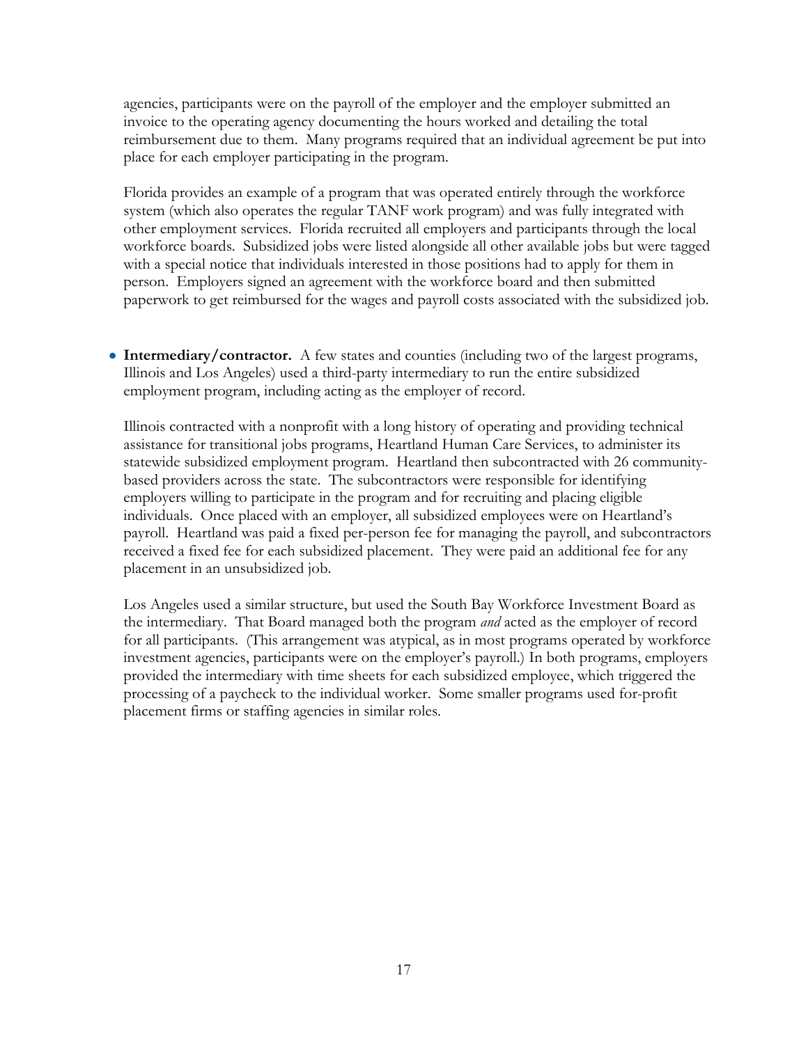agencies, participants were on the payroll of the employer and the employer submitted an invoice to the operating agency documenting the hours worked and detailing the total reimbursement due to them. Many programs required that an individual agreement be put into place for each employer participating in the program.

Florida provides an example of a program that was operated entirely through the workforce system (which also operates the regular TANF work program) and was fully integrated with other employment services. Florida recruited all employers and participants through the local workforce boards. Subsidized jobs were listed alongside all other available jobs but were tagged with a special notice that individuals interested in those positions had to apply for them in person. Employers signed an agreement with the workforce board and then submitted paperwork to get reimbursed for the wages and payroll costs associated with the subsidized job.

- **Intermediary/contractor.** A few states and counties (including two of the largest programs, Illinois and Los Angeles) used a third-party intermediary to run the entire subsidized employment program, including acting as the employer of record.

  Illinois contracted with a nonprofit with a long history of operating and providing technical assistance for transitional jobs programs, Heartland Human Care Services, to administer its statewide subsidized employment program. Heartland then subcontracted with 26 community-based providers across the state. The subcontractors were responsible for identifying employers willing to participate in the program and for recruiting and placing eligible individuals. Once placed with an employer, all subsidized employees were on Heartland's payroll. Heartland was paid a fixed per-person fee for managing the payroll, and subcontractors received a fixed fee for each subsidized placement. They were paid an additional fee for any placement in an unsubsidized job.

  Los Angeles used a similar structure, but used the South Bay Workforce Investment Board as the intermediary. That Board managed both the program *and* acted as the employer of record for all participants. (This arrangement was atypical, as in most programs operated by workforce investment agencies, participants were on the employer's payroll.) In both programs, employers provided the intermediary with time sheets for each subsidized employee, which triggered the processing of a paycheck to the individual worker. Some smaller programs used for-profit placement firms or staffing agencies in similar roles.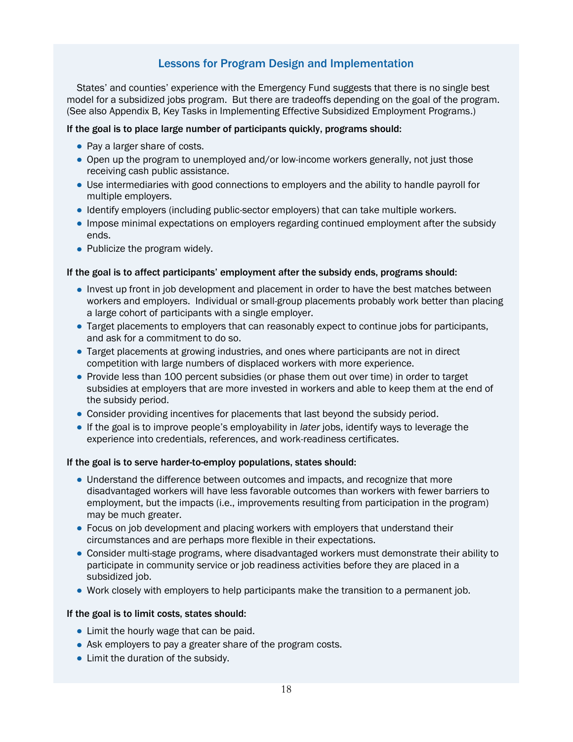## Lessons for Program Design and Implementation

States' and counties' experience with the Emergency Fund suggests that there is no single best model for a subsidized jobs program. But there are tradeoffs depending on the goal of the program. (See also Appendix B, Key Tasks in Implementing Effective Subsidized Employment Programs.)

**If the goal is to place large number of participants quickly, programs should:**

- Pay a larger share of costs.
- Open up the program to unemployed and/or low-income workers generally, not just those receiving cash public assistance.
- Use intermediaries with good connections to employers and the ability to handle payroll for multiple employers.
- Identify employers (including public-sector employers) that can take multiple workers.
- Impose minimal expectations on employers regarding continued employment after the subsidy ends.
- Publicize the program widely.

**If the goal is to affect participants' employment after the subsidy ends, programs should:**

- Invest up front in job development and placement in order to have the best matches between workers and employers. Individual or small-group placements probably work better than placing a large cohort of participants with a single employer.
- Target placements to employers that can reasonably expect to continue jobs for participants, and ask for a commitment to do so.
- Target placements at growing industries, and ones where participants are not in direct competition with large numbers of displaced workers with more experience.
- Provide less than 100 percent subsidies (or phase them out over time) in order to target subsidies at employers that are more invested in workers and able to keep them at the end of the subsidy period.
- Consider providing incentives for placements that last beyond the subsidy period.
- If the goal is to improve people's employability in *later* jobs, identify ways to leverage the experience into credentials, references, and work-readiness certificates.

**If the goal is to serve harder-to-employ populations, states should:**

- Understand the difference between outcomes and impacts, and recognize that more disadvantaged workers will have less favorable outcomes than workers with fewer barriers to employment, but the impacts (i.e., improvements resulting from participation in the program) may be much greater.
- Focus on job development and placing workers with employers that understand their circumstances and are perhaps more flexible in their expectations.
- Consider multi-stage programs, where disadvantaged workers must demonstrate their ability to participate in community service or job readiness activities before they are placed in a subsidized job.
- Work closely with employers to help participants make the transition to a permanent job.

**If the goal is to limit costs, states should:**

- Limit the hourly wage that can be paid.
- Ask employers to pay a greater share of the program costs.
- Limit the duration of the subsidy.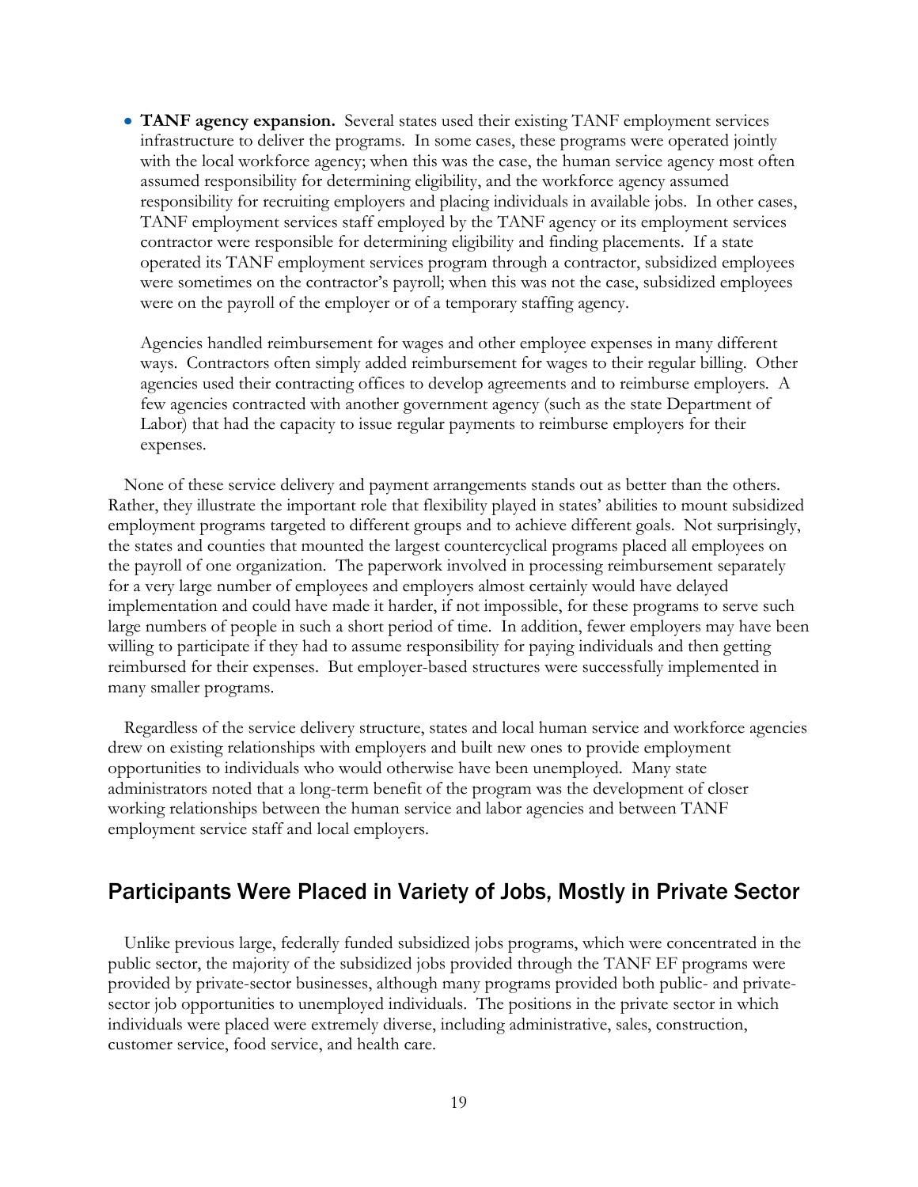- **TANF agency expansion.** Several states used their existing TANF employment services infrastructure to deliver the programs. In some cases, these programs were operated jointly with the local workforce agency; when this was the case, the human service agency most often assumed responsibility for determining eligibility, and the workforce agency assumed responsibility for recruiting employers and placing individuals in available jobs. In other cases, TANF employment services staff employed by the TANF agency or its employment services contractor were responsible for determining eligibility and finding placements. If a state operated its TANF employment services program through a contractor, subsidized employees were sometimes on the contractor's payroll; when this was not the case, subsidized employees were on the payroll of the employer or of a temporary staffing agency.

  Agencies handled reimbursement for wages and other employee expenses in many different ways. Contractors often simply added reimbursement for wages to their regular billing. Other agencies used their contracting offices to develop agreements and to reimburse employers. A few agencies contracted with another government agency (such as the state Department of Labor) that had the capacity to issue regular payments to reimburse employers for their expenses.

None of these service delivery and payment arrangements stands out as better than the others. Rather, they illustrate the important role that flexibility played in states' abilities to mount subsidized employment programs targeted to different groups and to achieve different goals. Not surprisingly, the states and counties that mounted the largest countercyclical programs placed all employees on the payroll of one organization. The paperwork involved in processing reimbursement separately for a very large number of employees and employers almost certainly would have delayed implementation and could have made it harder, if not impossible, for these programs to serve such large numbers of people in such a short period of time. In addition, fewer employers may have been willing to participate if they had to assume responsibility for paying individuals and then getting reimbursed for their expenses. But employer-based structures were successfully implemented in many smaller programs.

Regardless of the service delivery structure, states and local human service and workforce agencies drew on existing relationships with employers and built new ones to provide employment opportunities to individuals who would otherwise have been unemployed. Many state administrators noted that a long-term benefit of the program was the development of closer working relationships between the human service and labor agencies and between TANF employment service staff and local employers.

## Participants Were Placed in Variety of Jobs, Mostly in Private Sector

Unlike previous large, federally funded subsidized jobs programs, which were concentrated in the public sector, the majority of the subsidized jobs provided through the TANF EF programs were provided by private-sector businesses, although many programs provided both public- and private-sector job opportunities to unemployed individuals. The positions in the private sector in which individuals were placed were extremely diverse, including administrative, sales, construction, customer service, food service, and health care.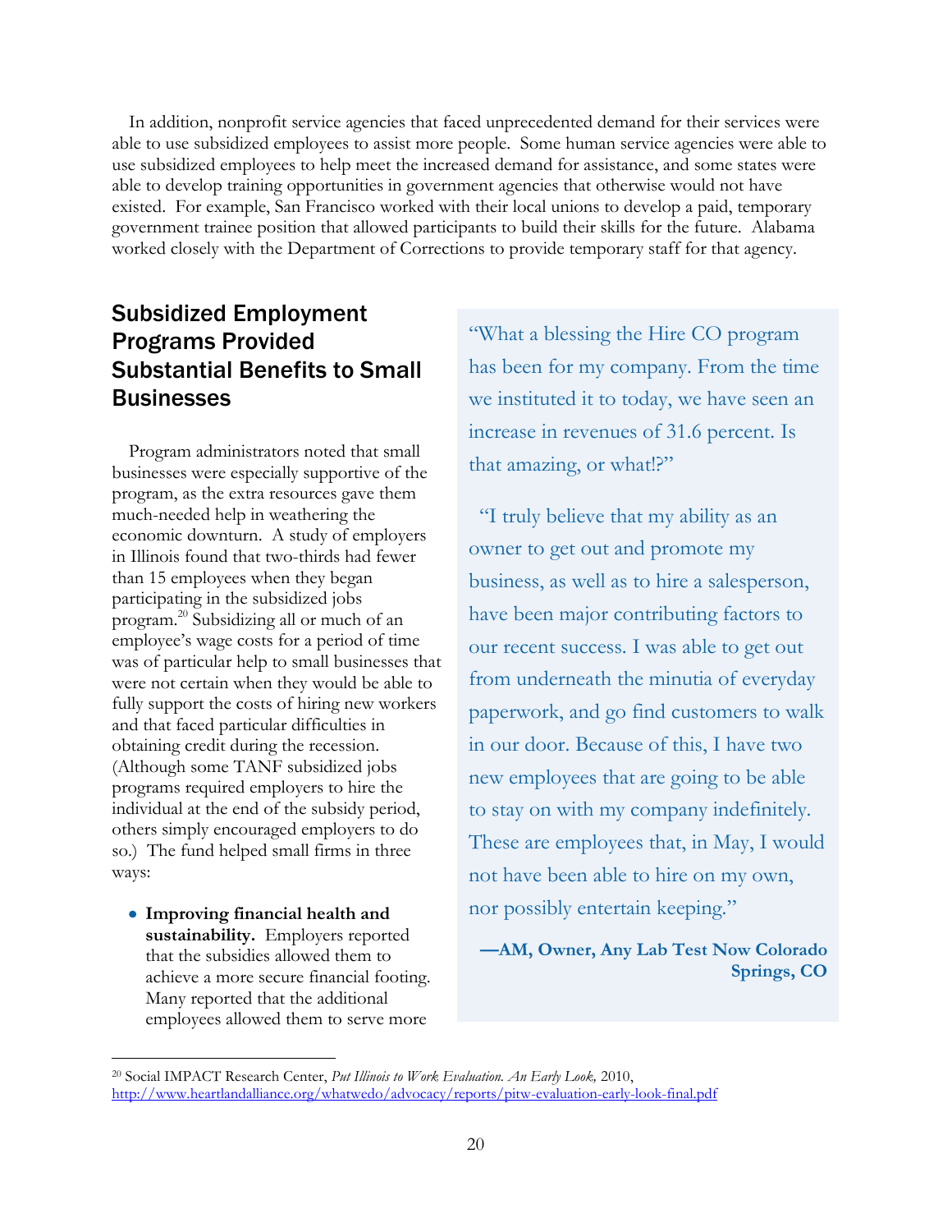In addition, nonprofit service agencies that faced unprecedented demand for their services were able to use subsidized employees to assist more people. Some human service agencies were able to use subsidized employees to help meet the increased demand for assistance, and some states were able to develop training opportunities in government agencies that otherwise would not have existed. For example, San Francisco worked with their local unions to develop a paid, temporary government trainee position that allowed participants to build their skills for the future. Alabama worked closely with the Department of Corrections to provide temporary staff for that agency.

## Subsidized Employment Programs Provided Substantial Benefits to Small Businesses

Program administrators noted that small businesses were especially supportive of the program, as the extra resources gave them much-needed help in weathering the economic downturn. A study of employers in Illinois found that two-thirds had fewer than 15 employees when they began participating in the subsidized jobs program.[20] Subsidizing all or much of an employee's wage costs for a period of time was of particular help to small businesses that were not certain when they would be able to fully support the costs of hiring new workers and that faced particular difficulties in obtaining credit during the recession. (Although some TANF subsidized jobs programs required employers to hire the individual at the end of the subsidy period, others simply encouraged employers to do so.) The fund helped small firms in three ways:

- **Improving financial health and sustainability.** Employers reported that the subsidies allowed them to achieve a more secure financial footing. Many reported that the additional employees allowed them to serve more

> "What a blessing the Hire CO program has been for my company. From the time we instituted it to today, we have seen an increase in revenues of 31.6 percent. Is that amazing, or what!?"
>
> "I truly believe that my ability as an owner to get out and promote my business, as well as to hire a salesperson, have been major contributing factors to our recent success. I was able to get out from underneath the minutia of everyday paperwork, and go find customers to walk in our door. Because of this, I have two new employees that are going to be able to stay on with my company indefinitely. These are employees that, in May, I would not have been able to hire on my own, nor possibly entertain keeping."
>
> **—AM, Owner, Any Lab Test Now Colorado Springs, CO**

[20] Social IMPACT Research Center, *Put Illinois to Work Evaluation. An Early Look,* 2010, http://www.heartlandalliance.org/whatwedo/advocacy/reports/pitw-evaluation-early-look-final.pdf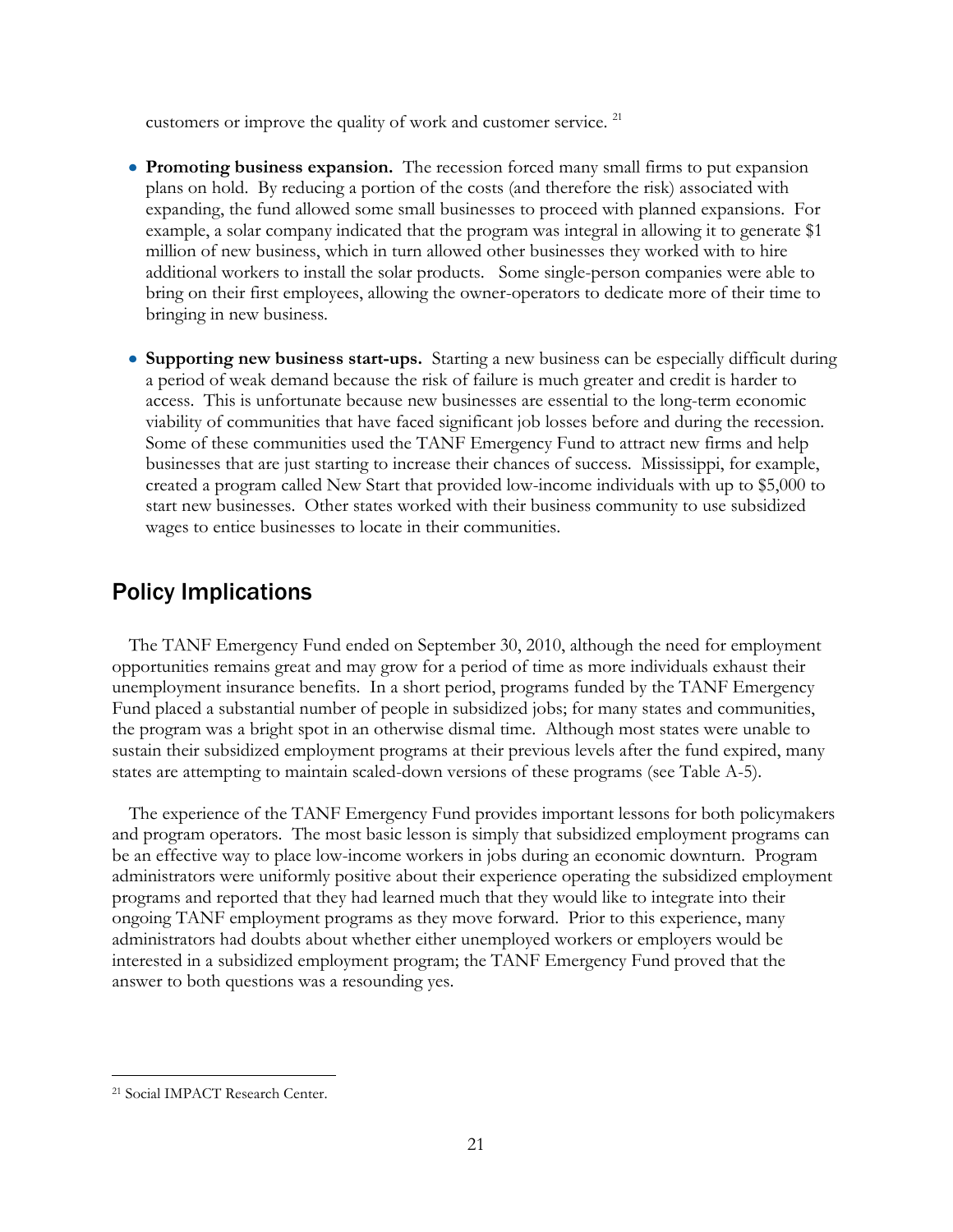customers or improve the quality of work and customer service. [21]

- **Promoting business expansion.** The recession forced many small firms to put expansion plans on hold. By reducing a portion of the costs (and therefore the risk) associated with expanding, the fund allowed some small businesses to proceed with planned expansions. For example, a solar company indicated that the program was integral in allowing it to generate $1 million of new business, which in turn allowed other businesses they worked with to hire additional workers to install the solar products. Some single-person companies were able to bring on their first employees, allowing the owner-operators to dedicate more of their time to bringing in new business.

- **Supporting new business start-ups.** Starting a new business can be especially difficult during a period of weak demand because the risk of failure is much greater and credit is harder to access. This is unfortunate because new businesses are essential to the long-term economic viability of communities that have faced significant job losses before and during the recession. Some of these communities used the TANF Emergency Fund to attract new firms and help businesses that are just starting to increase their chances of success. Mississippi, for example, created a program called New Start that provided low-income individuals with up to $5,000 to start new businesses. Other states worked with their business community to use subsidized wages to entice businesses to locate in their communities.

## Policy Implications

The TANF Emergency Fund ended on September 30, 2010, although the need for employment opportunities remains great and may grow for a period of time as more individuals exhaust their unemployment insurance benefits. In a short period, programs funded by the TANF Emergency Fund placed a substantial number of people in subsidized jobs; for many states and communities, the program was a bright spot in an otherwise dismal time. Although most states were unable to sustain their subsidized employment programs at their previous levels after the fund expired, many states are attempting to maintain scaled-down versions of these programs (see Table A-5).

The experience of the TANF Emergency Fund provides important lessons for both policymakers and program operators. The most basic lesson is simply that subsidized employment programs can be an effective way to place low-income workers in jobs during an economic downturn. Program administrators were uniformly positive about their experience operating the subsidized employment programs and reported that they had learned much that they would like to integrate into their ongoing TANF employment programs as they move forward. Prior to this experience, many administrators had doubts about whether either unemployed workers or employers would be interested in a subsidized employment program; the TANF Emergency Fund proved that the answer to both questions was a resounding yes.

---

[21] Social IMPACT Research Center.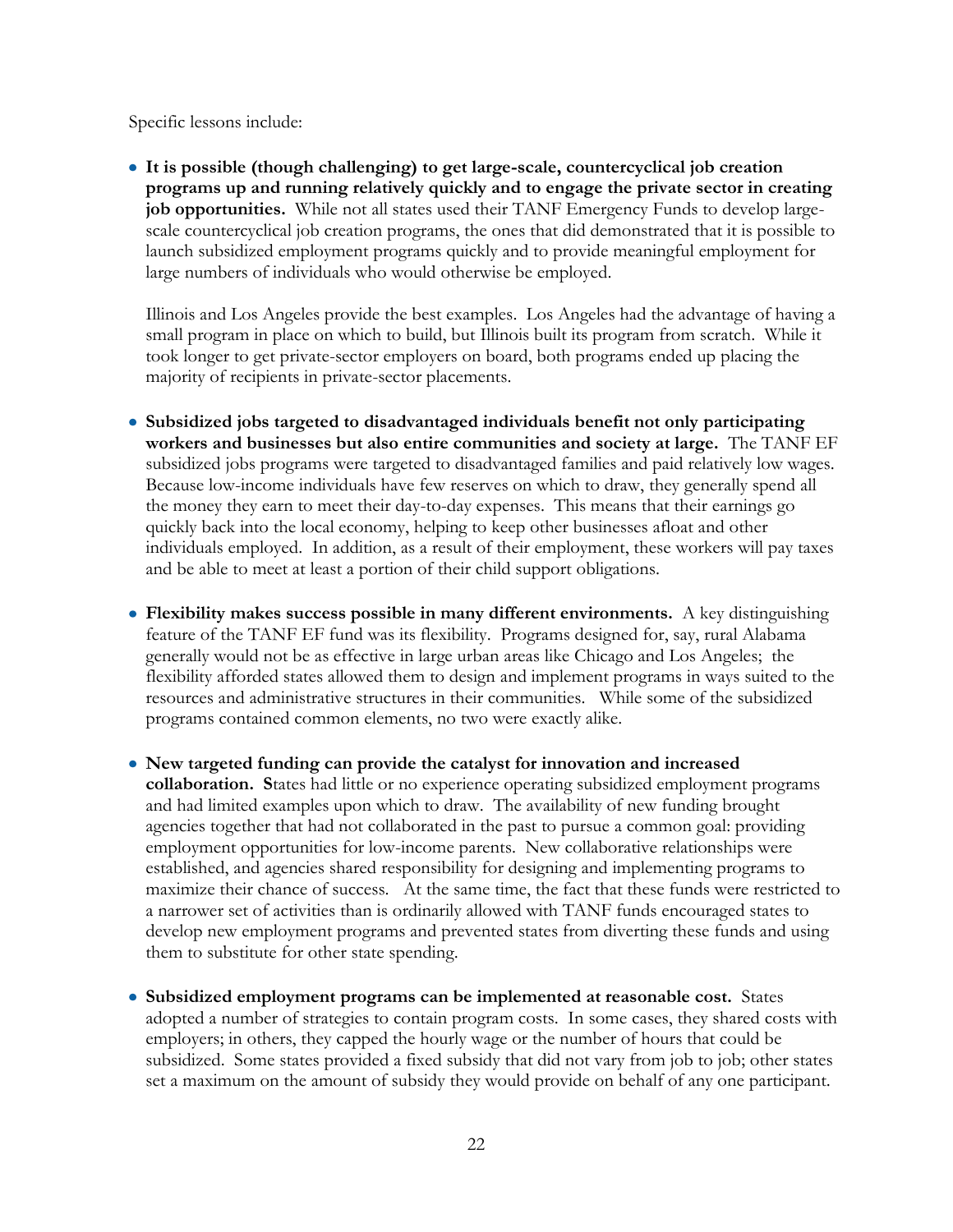Specific lessons include:

- **It is possible (though challenging) to get large-scale, countercyclical job creation programs up and running relatively quickly and to engage the private sector in creating job opportunities.** While not all states used their TANF Emergency Funds to develop large-scale countercyclical job creation programs, the ones that did demonstrated that it is possible to launch subsidized employment programs quickly and to provide meaningful employment for large numbers of individuals who would otherwise be employed.

  Illinois and Los Angeles provide the best examples. Los Angeles had the advantage of having a small program in place on which to build, but Illinois built its program from scratch. While it took longer to get private-sector employers on board, both programs ended up placing the majority of recipients in private-sector placements.

- **Subsidized jobs targeted to disadvantaged individuals benefit not only participating workers and businesses but also entire communities and society at large.** The TANF EF subsidized jobs programs were targeted to disadvantaged families and paid relatively low wages. Because low-income individuals have few reserves on which to draw, they generally spend all the money they earn to meet their day-to-day expenses. This means that their earnings go quickly back into the local economy, helping to keep other businesses afloat and other individuals employed. In addition, as a result of their employment, these workers will pay taxes and be able to meet at least a portion of their child support obligations.

- **Flexibility makes success possible in many different environments.** A key distinguishing feature of the TANF EF fund was its flexibility. Programs designed for, say, rural Alabama generally would not be as effective in large urban areas like Chicago and Los Angeles; the flexibility afforded states allowed them to design and implement programs in ways suited to the resources and administrative structures in their communities. While some of the subsidized programs contained common elements, no two were exactly alike.

- **New targeted funding can provide the catalyst for innovation and increased collaboration. S**tates had little or no experience operating subsidized employment programs and had limited examples upon which to draw. The availability of new funding brought agencies together that had not collaborated in the past to pursue a common goal: providing employment opportunities for low-income parents. New collaborative relationships were established, and agencies shared responsibility for designing and implementing programs to maximize their chance of success. At the same time, the fact that these funds were restricted to a narrower set of activities than is ordinarily allowed with TANF funds encouraged states to develop new employment programs and prevented states from diverting these funds and using them to substitute for other state spending.

- **Subsidized employment programs can be implemented at reasonable cost.** States adopted a number of strategies to contain program costs. In some cases, they shared costs with employers; in others, they capped the hourly wage or the number of hours that could be subsidized. Some states provided a fixed subsidy that did not vary from job to job; other states set a maximum on the amount of subsidy they would provide on behalf of any one participant.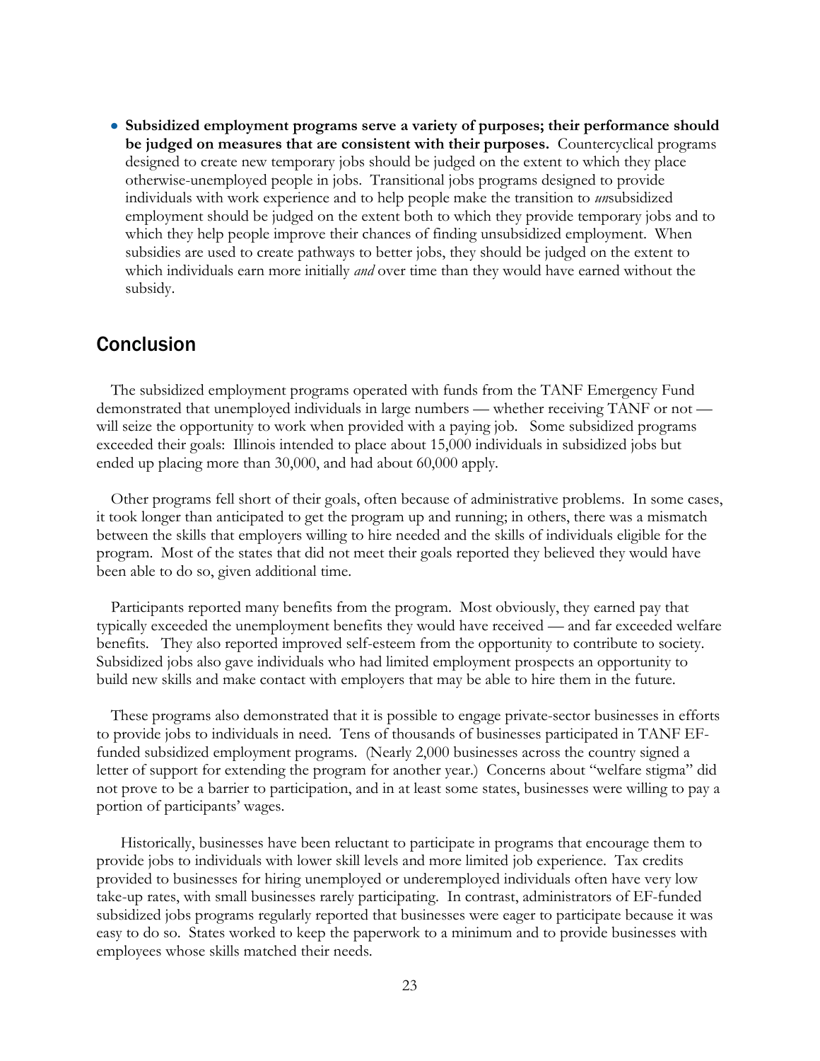- **Subsidized employment programs serve a variety of purposes; their performance should be judged on measures that are consistent with their purposes.** Countercyclical programs designed to create new temporary jobs should be judged on the extent to which they place otherwise-unemployed people in jobs. Transitional jobs programs designed to provide individuals with work experience and to help people make the transition to *un*subsidized employment should be judged on the extent both to which they provide temporary jobs and to which they help people improve their chances of finding unsubsidized employment. When subsidies are used to create pathways to better jobs, they should be judged on the extent to which individuals earn more initially *and* over time than they would have earned without the subsidy.

## Conclusion

The subsidized employment programs operated with funds from the TANF Emergency Fund demonstrated that unemployed individuals in large numbers — whether receiving TANF or not — will seize the opportunity to work when provided with a paying job. Some subsidized programs exceeded their goals: Illinois intended to place about 15,000 individuals in subsidized jobs but ended up placing more than 30,000, and had about 60,000 apply.

Other programs fell short of their goals, often because of administrative problems. In some cases, it took longer than anticipated to get the program up and running; in others, there was a mismatch between the skills that employers willing to hire needed and the skills of individuals eligible for the program. Most of the states that did not meet their goals reported they believed they would have been able to do so, given additional time.

Participants reported many benefits from the program. Most obviously, they earned pay that typically exceeded the unemployment benefits they would have received — and far exceeded welfare benefits. They also reported improved self-esteem from the opportunity to contribute to society. Subsidized jobs also gave individuals who had limited employment prospects an opportunity to build new skills and make contact with employers that may be able to hire them in the future.

These programs also demonstrated that it is possible to engage private-sector businesses in efforts to provide jobs to individuals in need. Tens of thousands of businesses participated in TANF EF-funded subsidized employment programs. (Nearly 2,000 businesses across the country signed a letter of support for extending the program for another year.) Concerns about "welfare stigma" did not prove to be a barrier to participation, and in at least some states, businesses were willing to pay a portion of participants' wages.

Historically, businesses have been reluctant to participate in programs that encourage them to provide jobs to individuals with lower skill levels and more limited job experience. Tax credits provided to businesses for hiring unemployed or underemployed individuals often have very low take-up rates, with small businesses rarely participating. In contrast, administrators of EF-funded subsidized jobs programs regularly reported that businesses were eager to participate because it was easy to do so. States worked to keep the paperwork to a minimum and to provide businesses with employees whose skills matched their needs.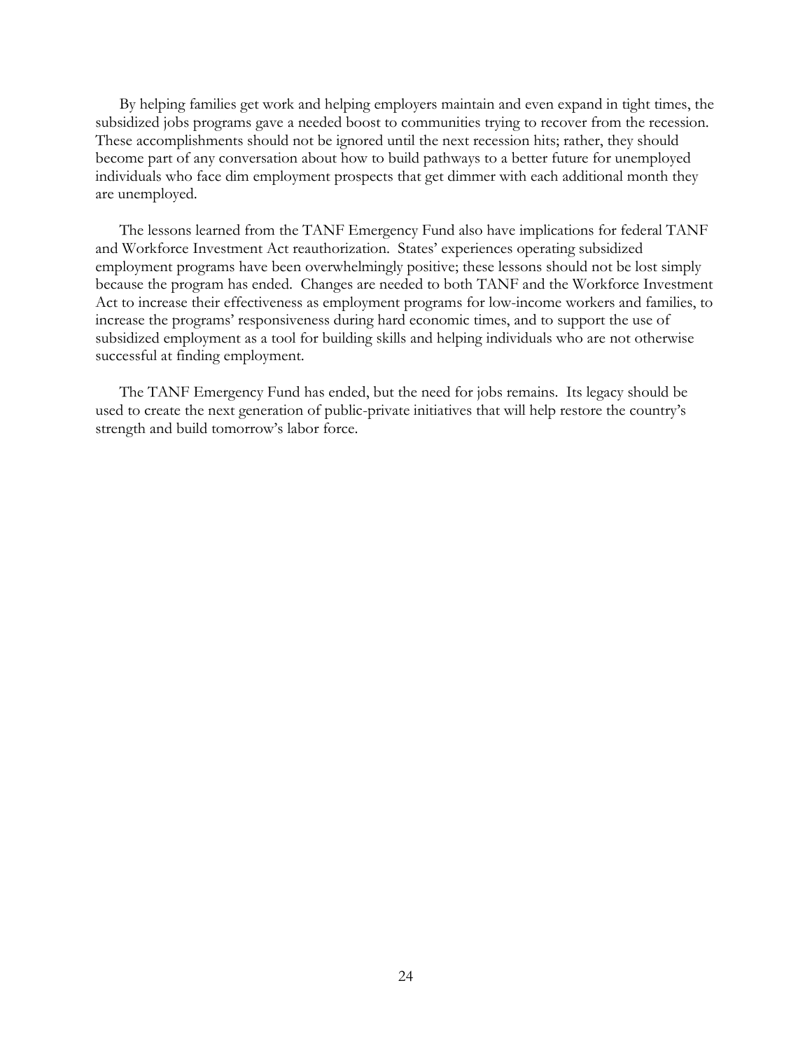By helping families get work and helping employers maintain and even expand in tight times, the subsidized jobs programs gave a needed boost to communities trying to recover from the recession. These accomplishments should not be ignored until the next recession hits; rather, they should become part of any conversation about how to build pathways to a better future for unemployed individuals who face dim employment prospects that get dimmer with each additional month they are unemployed.

The lessons learned from the TANF Emergency Fund also have implications for federal TANF and Workforce Investment Act reauthorization. States' experiences operating subsidized employment programs have been overwhelmingly positive; these lessons should not be lost simply because the program has ended. Changes are needed to both TANF and the Workforce Investment Act to increase their effectiveness as employment programs for low-income workers and families, to increase the programs' responsiveness during hard economic times, and to support the use of subsidized employment as a tool for building skills and helping individuals who are not otherwise successful at finding employment.

The TANF Emergency Fund has ended, but the need for jobs remains. Its legacy should be used to create the next generation of public-private initiatives that will help restore the country's strength and build tomorrow's labor force.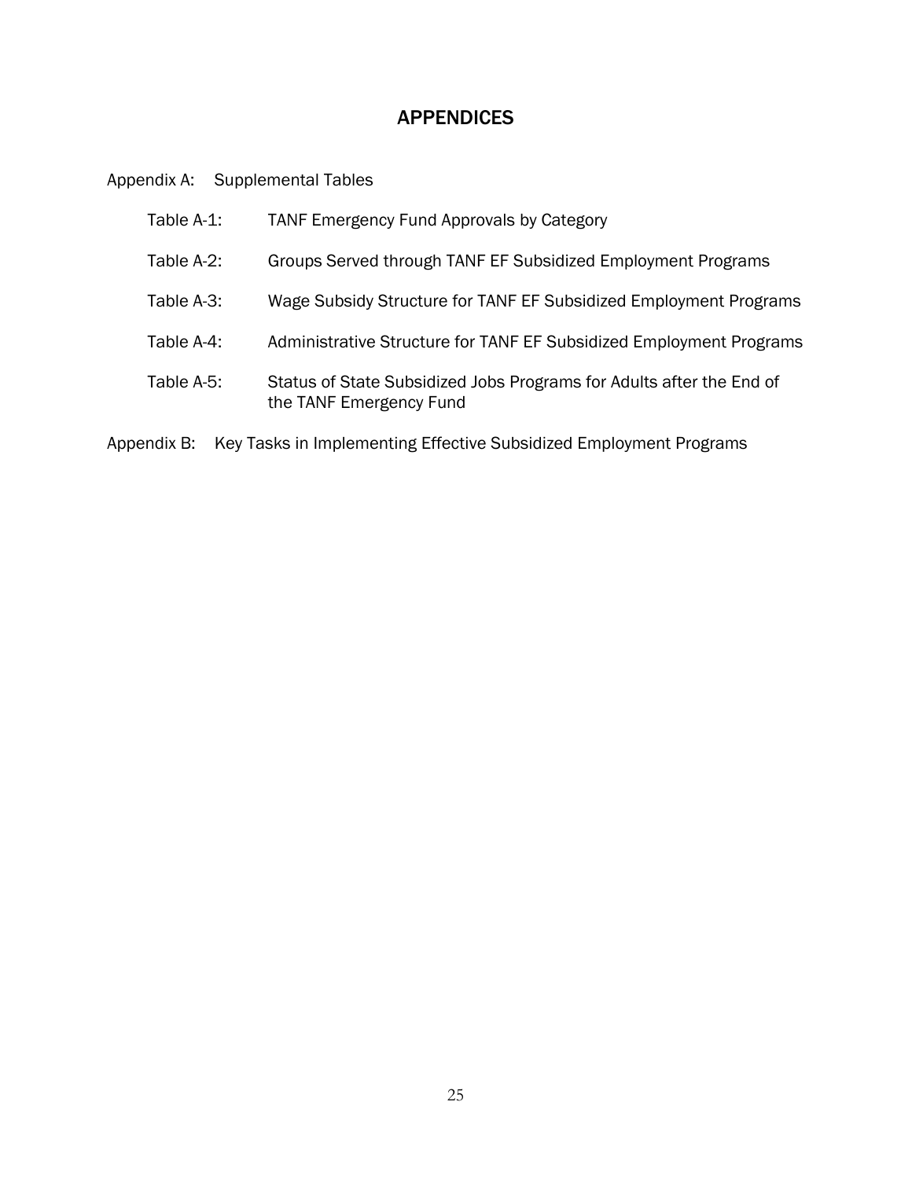# APPENDICES

Appendix A: Supplemental Tables

- Table A-1: TANF Emergency Fund Approvals by Category
- Table A-2: Groups Served through TANF EF Subsidized Employment Programs
- Table A-3: Wage Subsidy Structure for TANF EF Subsidized Employment Programs
- Table A-4: Administrative Structure for TANF EF Subsidized Employment Programs
- Table A-5: Status of State Subsidized Jobs Programs for Adults after the End of the TANF Emergency Fund

Appendix B: Key Tasks in Implementing Effective Subsidized Employment Programs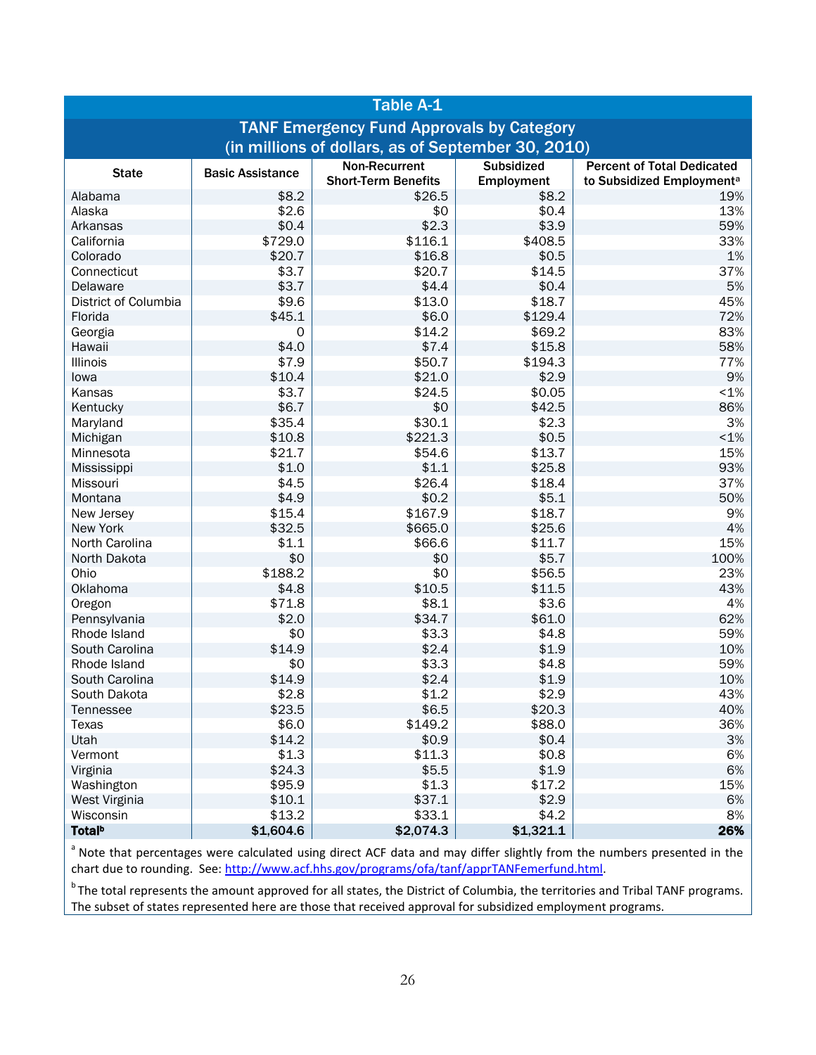## Table A-1

### TANF Emergency Fund Approvals by Category (in millions of dollars, as of September 30, 2010)

| State | Basic Assistance | Non-Recurrent Short-Term Benefits | Subsidized Employment | Percent of Total Dedicated to Subsidized Employment[a] |
|---|---|---|---|---|
| Alabama | $8.2 | $26.5 | $8.2 | 19% |
| Alaska | $2.6 | $0 | $0.4 | 13% |
| Arkansas | $0.4 | $2.3 | $3.9 | 59% |
| California | $729.0 | $116.1 | $408.5 | 33% |
| Colorado | $20.7 | $16.8 | $0.5 | 1% |
| Connecticut | $3.7 | $20.7 | $14.5 | 37% |
| Delaware | $3.7 | $4.4 | $0.4 | 5% |
| District of Columbia | $9.6 | $13.0 | $18.7 | 45% |
| Florida | $45.1 | $6.0 | $129.4 | 72% |
| Georgia | 0 | $14.2 | $69.2 | 83% |
| Hawaii | $4.0 | $7.4 | $15.8 | 58% |
| Illinois | $7.9 | $50.7 | $194.3 | 77% |
| Iowa | $10.4 | $21.0 | $2.9 | 9% |
| Kansas | $3.7 | $24.5 | $0.05 | <1% |
| Kentucky | $6.7 | $0 | $42.5 | 86% |
| Maryland | $35.4 | $30.1 | $2.3 | 3% |
| Michigan | $10.8 | $221.3 | $0.5 | <1% |
| Minnesota | $21.7 | $54.6 | $13.7 | 15% |
| Mississippi | $1.0 | $1.1 | $25.8 | 93% |
| Missouri | $4.5 | $26.4 | $18.4 | 37% |
| Montana | $4.9 | $0.2 | $5.1 | 50% |
| New Jersey | $15.4 | $167.9 | $18.7 | 9% |
| New York | $32.5 | $665.0 | $25.6 | 4% |
| North Carolina | $1.1 | $66.6 | $11.7 | 15% |
| North Dakota | $0 | $0 | $5.7 | 100% |
| Ohio | $188.2 | $0 | $56.5 | 23% |
| Oklahoma | $4.8 | $10.5 | $11.5 | 43% |
| Oregon | $71.8 | $8.1 | $3.6 | 4% |
| Pennsylvania | $2.0 | $34.7 | $61.0 | 62% |
| Rhode Island | $0 | $3.3 | $4.8 | 59% |
| South Carolina | $14.9 | $2.4 | $1.9 | 10% |
| Rhode Island | $0 | $3.3 | $4.8 | 59% |
| South Carolina | $14.9 | $2.4 | $1.9 | 10% |
| South Dakota | $2.8 | $1.2 | $2.9 | 43% |
| Tennessee | $23.5 | $6.5 | $20.3 | 40% |
| Texas | $6.0 | $149.2 | $88.0 | 36% |
| Utah | $14.2 | $0.9 | $0.4 | 3% |
| Vermont | $1.3 | $11.3 | $0.8 | 6% |
| Virginia | $24.3 | $5.5 | $1.9 | 6% |
| Washington | $95.9 | $1.3 | $17.2 | 15% |
| West Virginia | $10.1 | $37.1 | $2.9 | 6% |
| Wisconsin | $13.2 | $33.1 | $4.2 | 8% |
| **Total[b]** | **$1,604.6** | **$2,074.3** | **$1,321.1** | **26%** |

[a] Note that percentages were calculated using direct ACF data and may differ slightly from the numbers presented in the chart due to rounding. See: http://www.acf.hhs.gov/programs/ofa/tanf/apprTANFemerfund.html.

[b] The total represents the amount approved for all states, the District of Columbia, the territories and Tribal TANF programs. The subset of states represented here are those that received approval for subsidized employment programs.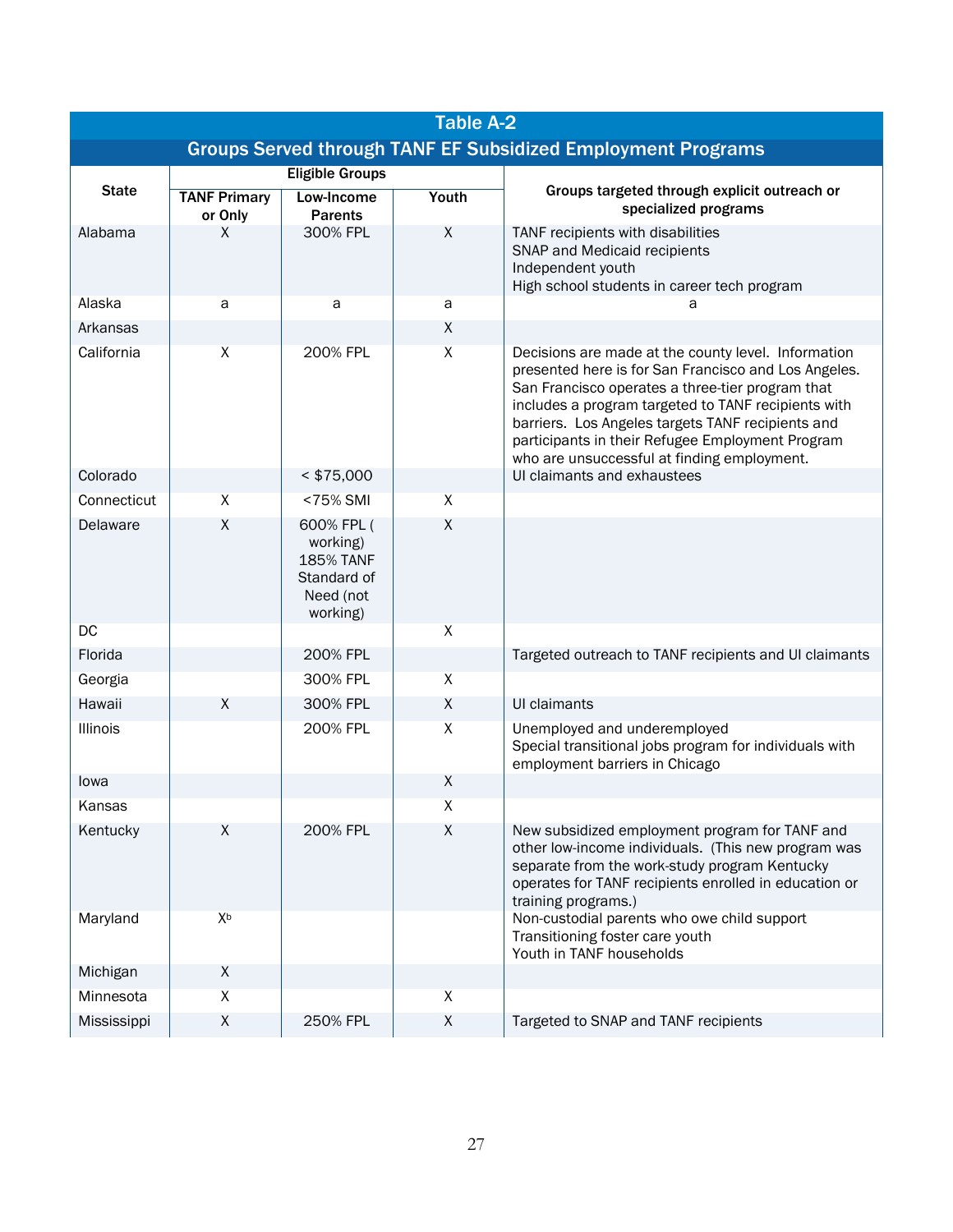## Table A-2

### Groups Served through TANF EF Subsidized Employment Programs

| State | Eligible Groups | | | Groups targeted through explicit outreach or specialized programs |
|---|---|---|---|---|
| | TANF Primary or Only | Low-Income Parents | Youth | |
| Alabama | X | 300% FPL | X | TANF recipients with disabilities<br>SNAP and Medicaid recipients<br>Independent youth<br>High school students in career tech program |
| Alaska | a | a | a | a |
| Arkansas | | | X | |
| California | X | 200% FPL | X | Decisions are made at the county level. Information presented here is for San Francisco and Los Angeles. San Francisco operates a three-tier program that includes a program targeted to TANF recipients with barriers. Los Angeles targets TANF recipients and participants in their Refugee Employment Program who are unsuccessful at finding employment. |
| Colorado | | < $75,000 | | UI claimants and exhaustees |
| Connecticut | X | <75% SMI | X | |
| Delaware | X | 600% FPL ( working)<br>185% TANF Standard of Need (not working) | X | |
| DC | | | X | |
| Florida | | 200% FPL | | Targeted outreach to TANF recipients and UI claimants |
| Georgia | | 300% FPL | X | |
| Hawaii | X | 300% FPL | X | UI claimants |
| Illinois | | 200% FPL | X | Unemployed and underemployed<br>Special transitional jobs program for individuals with employment barriers in Chicago |
| Iowa | | | X | |
| Kansas | | | X | |
| Kentucky | X | 200% FPL | X | New subsidized employment program for TANF and other low-income individuals. (This new program was separate from the work-study program Kentucky operates for TANF recipients enrolled in education or training programs.) |
| Maryland | X[b] | | | Non-custodial parents who owe child support<br>Transitioning foster care youth<br>Youth in TANF households |
| Michigan | X | | | |
| Minnesota | X | | X | |
| Mississippi | X | 250% FPL | X | Targeted to SNAP and TANF recipients |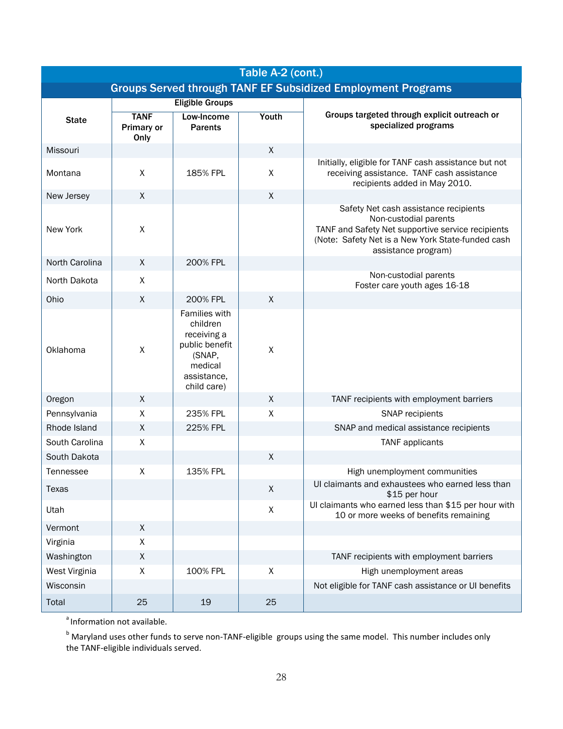## Table A-2 (cont.)

### Groups Served through TANF EF Subsidized Employment Programs

| State | Eligible Groups | | | Groups targeted through explicit outreach or specialized programs |
|---|---|---|---|---|
| | TANF Primary or Only | Low-Income Parents | Youth | |
| Missouri | | | X | |
| Montana | X | 185% FPL | X | Initially, eligible for TANF cash assistance but not receiving assistance. TANF cash assistance recipients added in May 2010. |
| New Jersey | X | | X | |
| New York | X | | | Safety Net cash assistance recipients<br>Non-custodial parents<br>TANF and Safety Net supportive service recipients<br>(Note: Safety Net is a New York State-funded cash assistance program) |
| North Carolina | X | 200% FPL | | |
| North Dakota | X | | | Non-custodial parents<br>Foster care youth ages 16-18 |
| Ohio | X | 200% FPL | X | |
| Oklahoma | X | Families with children receiving a public benefit (SNAP, medical assistance, child care) | X | |
| Oregon | X | | X | TANF recipients with employment barriers |
| Pennsylvania | X | 235% FPL | X | SNAP recipients |
| Rhode Island | X | 225% FPL | | SNAP and medical assistance recipients |
| South Carolina | X | | | TANF applicants |
| South Dakota | | | X | |
| Tennessee | X | 135% FPL | | High unemployment communities |
| Texas | | | X | UI claimants and exhaustees who earned less than $15 per hour |
| Utah | | | X | UI claimants who earned less than $15 per hour with 10 or more weeks of benefits remaining |
| Vermont | X | | | |
| Virginia | X | | | |
| Washington | X | | | TANF recipients with employment barriers |
| West Virginia | X | 100% FPL | X | High unemployment areas |
| Wisconsin | | | | Not eligible for TANF cash assistance or UI benefits |
| Total | 25 | 19 | 25 | |

[a] Information not available.

[b] Maryland uses other funds to serve non-TANF-eligible groups using the same model. This number includes only the TANF-eligible individuals served.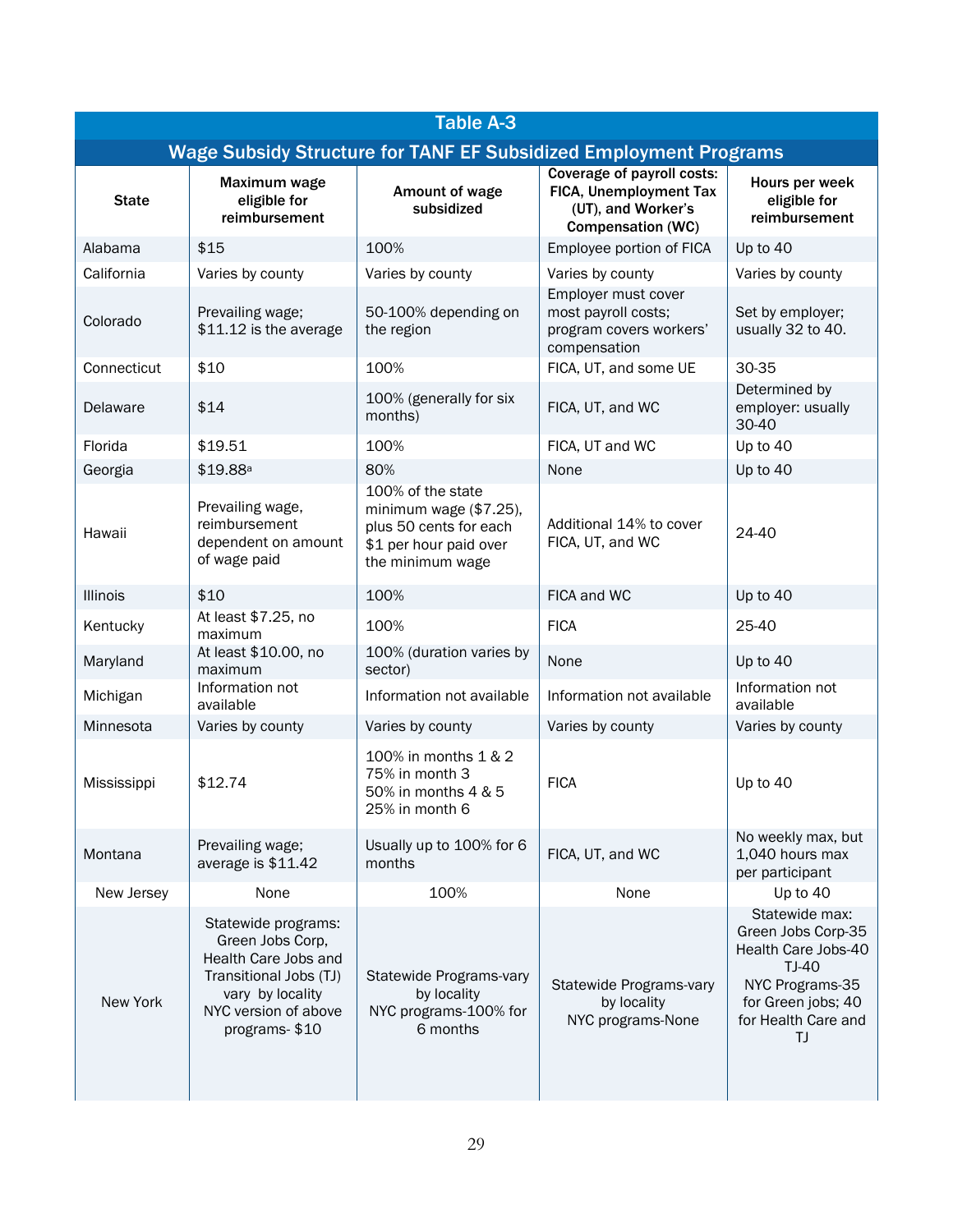| Table A-3 | | | | |
|---|---|---|---|---|
| **Wage Subsidy Structure for TANF EF Subsidized Employment Programs** | | | | |
| **State** | **Maximum wage eligible for reimbursement** | **Amount of wage subsidized** | **Coverage of payroll costs: FICA, Unemployment Tax (UT), and Worker's Compensation (WC)** | **Hours per week eligible for reimbursement** |
| Alabama | $15 | 100% | Employee portion of FICA | Up to 40 |
| California | Varies by county | Varies by county | Varies by county | Varies by county |
| Colorado | Prevailing wage; $11.12 is the average | 50-100% depending on the region | Employer must cover most payroll costs; program covers workers' compensation | Set by employer; usually 32 to 40. |
| Connecticut | $10 | 100% | FICA, UT, and some UE | 30-35 |
| Delaware | $14 | 100% (generally for six months) | FICA, UT, and WC | Determined by employer: usually 30-40 |
| Florida | $19.51 | 100% | FICA, UT and WC | Up to 40 |
| Georgia | $19.88[a] | 80% | None | Up to 40 |
| Hawaii | Prevailing wage, reimbursement dependent on amount of wage paid | 100% of the state minimum wage ($7.25), plus 50 cents for each $1 per hour paid over the minimum wage | Additional 14% to cover FICA, UT, and WC | 24-40 |
| Illinois | $10 | 100% | FICA and WC | Up to 40 |
| Kentucky | At least $7.25, no maximum | 100% | FICA | 25-40 |
| Maryland | At least $10.00, no maximum | 100% (duration varies by sector) | None | Up to 40 |
| Michigan | Information not available | Information not available | Information not available | Information not available |
| Minnesota | Varies by county | Varies by county | Varies by county | Varies by county |
| Mississippi | $12.74 | 100% in months 1 & 2<br>75% in month 3<br>50% in months 4 & 5<br>25% in month 6 | FICA | Up to 40 |
| Montana | Prevailing wage; average is $11.42 | Usually up to 100% for 6 months | FICA, UT, and WC | No weekly max, but 1,040 hours max per participant |
| New Jersey | None | 100% | None | Up to 40 |
| New York | Statewide programs: Green Jobs Corp, Health Care Jobs and Transitional Jobs (TJ) vary by locality<br>NYC version of above programs- $10 | Statewide Programs-vary by locality<br>NYC programs-100% for 6 months | Statewide Programs-vary by locality<br>NYC programs-None | Statewide max: Green Jobs Corp-35 Health Care Jobs-40 TJ-40<br>NYC Programs-35 for Green jobs; 40 for Health Care and TJ |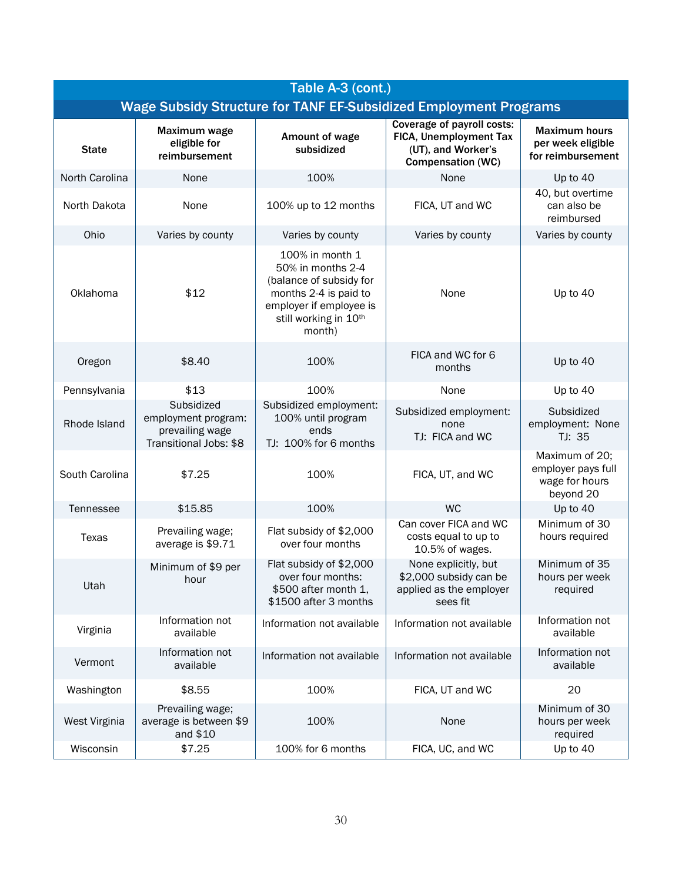## Table A-3 (cont.)

### Wage Subsidy Structure for TANF EF-Subsidized Employment Programs

| State | Maximum wage eligible for reimbursement | Amount of wage subsidized | Coverage of payroll costs: FICA, Unemployment Tax (UT), and Worker's Compensation (WC) | Maximum hours per week eligible for reimbursement |
|---|---|---|---|---|
| North Carolina | None | 100% | None | Up to 40 |
| North Dakota | None | 100% up to 12 months | FICA, UT and WC | 40, but overtime can also be reimbursed |
| Ohio | Varies by county | Varies by county | Varies by county | Varies by county |
| Oklahoma | $12 | 100% in month 1<br>50% in months 2-4 (balance of subsidy for months 2-4 is paid to employer if employee is still working in 10th month) | None | Up to 40 |
| Oregon | $8.40 | 100% | FICA and WC for 6 months | Up to 40 |
| Pennsylvania | $13 | 100% | None | Up to 40 |
| Rhode Island | Subsidized employment program: prevailing wage<br>Transitional Jobs: $8 | Subsidized employment: 100% until program ends<br>TJ: 100% for 6 months | Subsidized employment: none<br>TJ: FICA and WC | Subsidized employment: None<br>TJ: 35 |
| South Carolina | $7.25 | 100% | FICA, UT, and WC | Maximum of 20; employer pays full wage for hours beyond 20 |
| Tennessee | $15.85 | 100% | WC | Up to 40 |
| Texas | Prevailing wage; average is $9.71 | Flat subsidy of $2,000 over four months | Can cover FICA and WC costs equal to up to 10.5% of wages. | Minimum of 30 hours required |
| Utah | Minimum of $9 per hour | Flat subsidy of $2,000 over four months: $500 after month 1, $1500 after 3 months | None explicitly, but $2,000 subsidy can be applied as the employer sees fit | Minimum of 35 hours per week required |
| Virginia | Information not available | Information not available | Information not available | Information not available |
| Vermont | Information not available | Information not available | Information not available | Information not available |
| Washington | $8.55 | 100% | FICA, UT and WC | 20 |
| West Virginia | Prevailing wage; average is between $9 and $10 | 100% | None | Minimum of 30 hours per week required |
| Wisconsin | $7.25 | 100% for 6 months | FICA, UC, and WC | Up to 40 |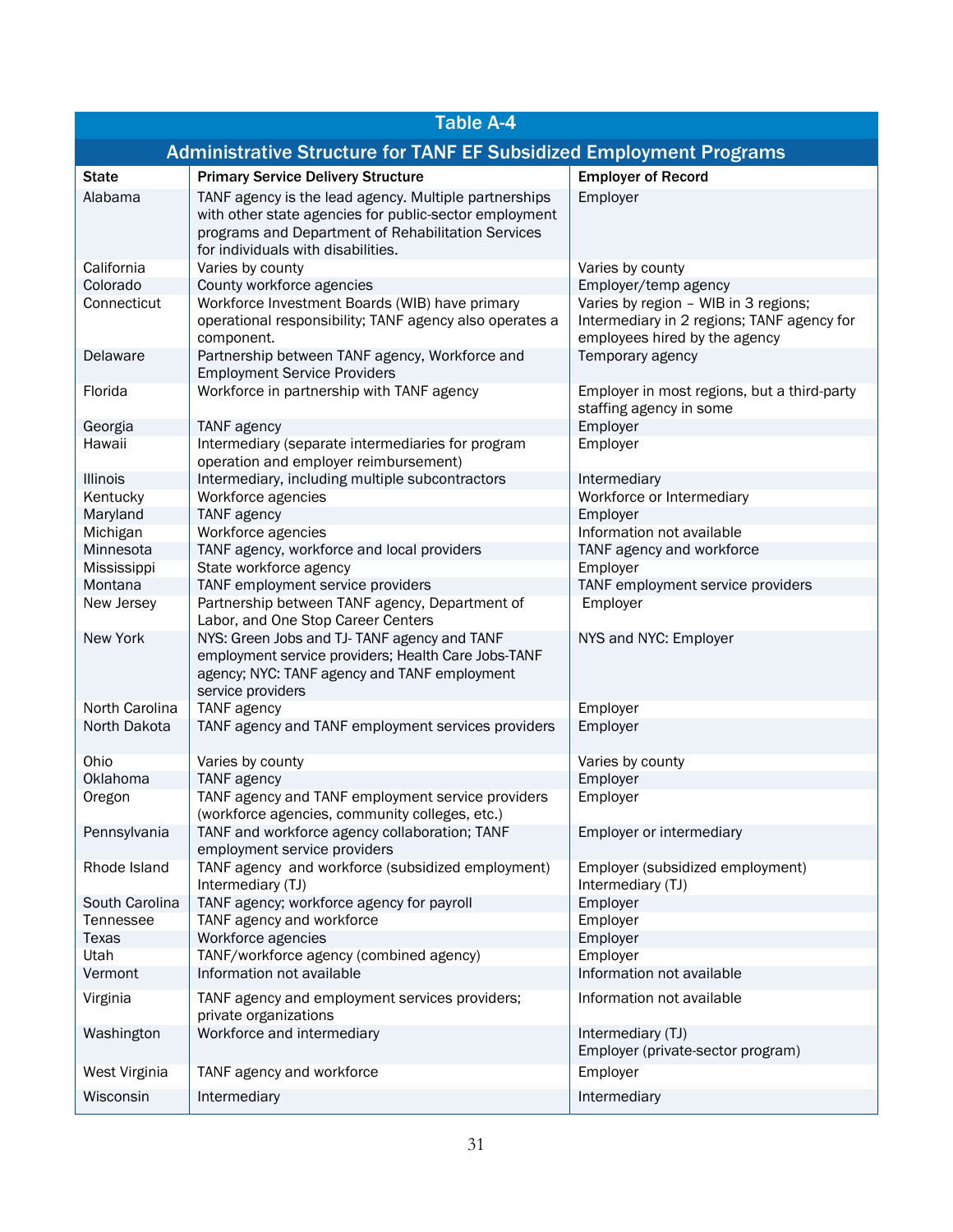## Table A-4

### Administrative Structure for TANF EF Subsidized Employment Programs

| State | Primary Service Delivery Structure | Employer of Record |
|---|---|---|
| Alabama | TANF agency is the lead agency. Multiple partnerships with other state agencies for public-sector employment programs and Department of Rehabilitation Services for individuals with disabilities. | Employer |
| California | Varies by county | Varies by county |
| Colorado | County workforce agencies | Employer/temp agency |
| Connecticut | Workforce Investment Boards (WIB) have primary operational responsibility; TANF agency also operates a component. | Varies by region – WIB in 3 regions; Intermediary in 2 regions; TANF agency for employees hired by the agency |
| Delaware | Partnership between TANF agency, Workforce and Employment Service Providers | Temporary agency |
| Florida | Workforce in partnership with TANF agency | Employer in most regions, but a third-party staffing agency in some |
| Georgia | TANF agency | Employer |
| Hawaii | Intermediary (separate intermediaries for program operation and employer reimbursement) | Employer |
| Illinois | Intermediary, including multiple subcontractors | Intermediary |
| Kentucky | Workforce agencies | Workforce or Intermediary |
| Maryland | TANF agency | Employer |
| Michigan | Workforce agencies | Information not available |
| Minnesota | TANF agency, workforce and local providers | TANF agency and workforce |
| Mississippi | State workforce agency | Employer |
| Montana | TANF employment service providers | TANF employment service providers |
| New Jersey | Partnership between TANF agency, Department of Labor, and One Stop Career Centers | Employer |
| New York | NYS: Green Jobs and TJ- TANF agency and TANF employment service providers; Health Care Jobs-TANF agency; NYC: TANF agency and TANF employment service providers | NYS and NYC: Employer |
| North Carolina | TANF agency | Employer |
| North Dakota | TANF agency and TANF employment services providers | Employer |
| Ohio | Varies by county | Varies by county |
| Oklahoma | TANF agency | Employer |
| Oregon | TANF agency and TANF employment service providers (workforce agencies, community colleges, etc.) | Employer |
| Pennsylvania | TANF and workforce agency collaboration; TANF employment service providers | Employer or intermediary |
| Rhode Island | TANF agency and workforce (subsidized employment) Intermediary (TJ) | Employer (subsidized employment) Intermediary (TJ) |
| South Carolina | TANF agency; workforce agency for payroll | Employer |
| Tennessee | TANF agency and workforce | Employer |
| Texas | Workforce agencies | Employer |
| Utah | TANF/workforce agency (combined agency) | Employer |
| Vermont | Information not available | Information not available |
| Virginia | TANF agency and employment services providers; private organizations | Information not available |
| Washington | Workforce and intermediary | Intermediary (TJ) Employer (private-sector program) |
| West Virginia | TANF agency and workforce | Employer |
| Wisconsin | Intermediary | Intermediary |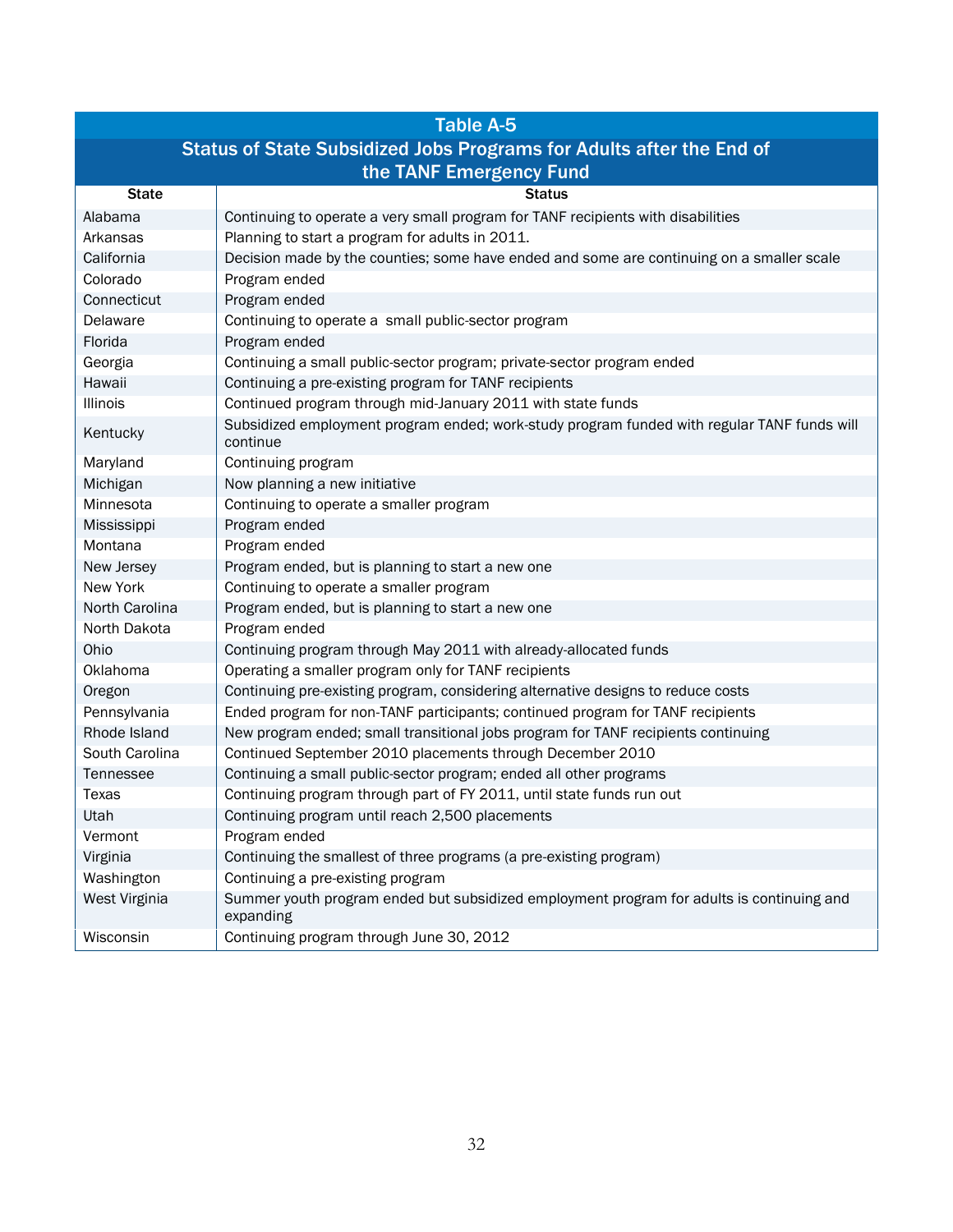**Table A-5**

**Status of State Subsidized Jobs Programs for Adults after the End of the TANF Emergency Fund**

| State | Status |
|---|---|
| Alabama | Continuing to operate a very small program for TANF recipients with disabilities |
| Arkansas | Planning to start a program for adults in 2011. |
| California | Decision made by the counties; some have ended and some are continuing on a smaller scale |
| Colorado | Program ended |
| Connecticut | Program ended |
| Delaware | Continuing to operate a small public-sector program |
| Florida | Program ended |
| Georgia | Continuing a small public-sector program; private-sector program ended |
| Hawaii | Continuing a pre-existing program for TANF recipients |
| Illinois | Continued program through mid-January 2011 with state funds |
| Kentucky | Subsidized employment program ended; work-study program funded with regular TANF funds will continue |
| Maryland | Continuing program |
| Michigan | Now planning a new initiative |
| Minnesota | Continuing to operate a smaller program |
| Mississippi | Program ended |
| Montana | Program ended |
| New Jersey | Program ended, but is planning to start a new one |
| New York | Continuing to operate a smaller program |
| North Carolina | Program ended, but is planning to start a new one |
| North Dakota | Program ended |
| Ohio | Continuing program through May 2011 with already-allocated funds |
| Oklahoma | Operating a smaller program only for TANF recipients |
| Oregon | Continuing pre-existing program, considering alternative designs to reduce costs |
| Pennsylvania | Ended program for non-TANF participants; continued program for TANF recipients |
| Rhode Island | New program ended; small transitional jobs program for TANF recipients continuing |
| South Carolina | Continued September 2010 placements through December 2010 |
| Tennessee | Continuing a small public-sector program; ended all other programs |
| Texas | Continuing program through part of FY 2011, until state funds run out |
| Utah | Continuing program until reach 2,500 placements |
| Vermont | Program ended |
| Virginia | Continuing the smallest of three programs (a pre-existing program) |
| Washington | Continuing a pre-existing program |
| West Virginia | Summer youth program ended but subsidized employment program for adults is continuing and expanding |
| Wisconsin | Continuing program through June 30, 2012 |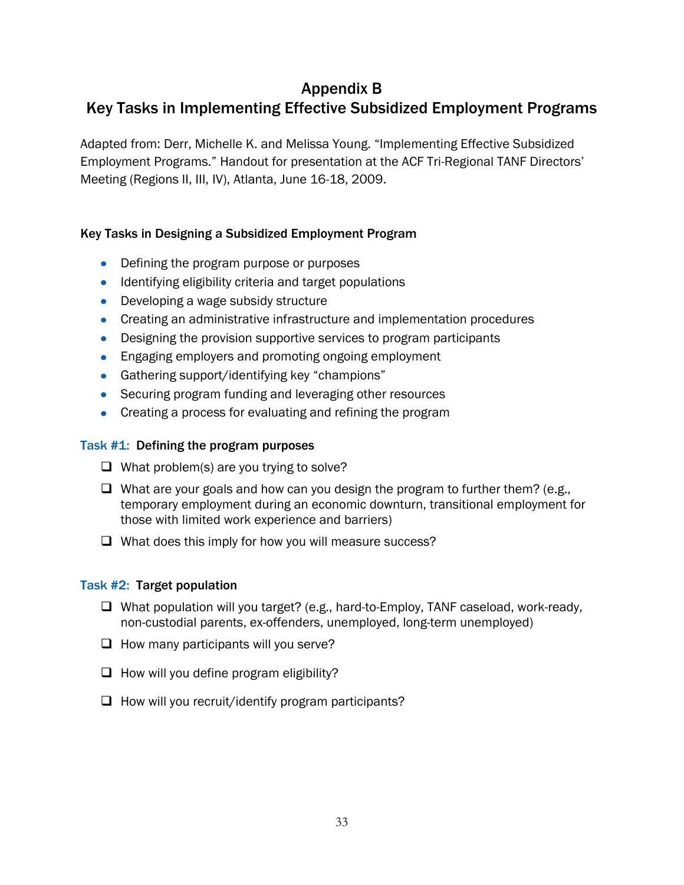# Appendix B
# Key Tasks in Implementing Effective Subsidized Employment Programs

Adapted from: Derr, Michelle K. and Melissa Young. "Implementing Effective Subsidized Employment Programs." Handout for presentation at the ACF Tri-Regional TANF Directors' Meeting (Regions II, III, IV), Atlanta, June 16-18, 2009.

### Key Tasks in Designing a Subsidized Employment Program

- Defining the program purpose or purposes
- Identifying eligibility criteria and target populations
- Developing a wage subsidy structure
- Creating an administrative infrastructure and implementation procedures
- Designing the provision supportive services to program participants
- Engaging employers and promoting ongoing employment
- Gathering support/identifying key "champions"
- Securing program funding and leveraging other resources
- Creating a process for evaluating and refining the program

### Task #1: Defining the program purposes

- ❑ What problem(s) are you trying to solve?
- ❑ What are your goals and how can you design the program to further them? (e.g., temporary employment during an economic downturn, transitional employment for those with limited work experience and barriers)
- ❑ What does this imply for how you will measure success?

### Task #2: Target population

- ❑ What population will you target? (e.g., hard-to-Employ, TANF caseload, work-ready, non-custodial parents, ex-offenders, unemployed, long-term unemployed)
- ❑ How many participants will you serve?
- ❑ How will you define program eligibility?
- ❑ How will you recruit/identify program participants?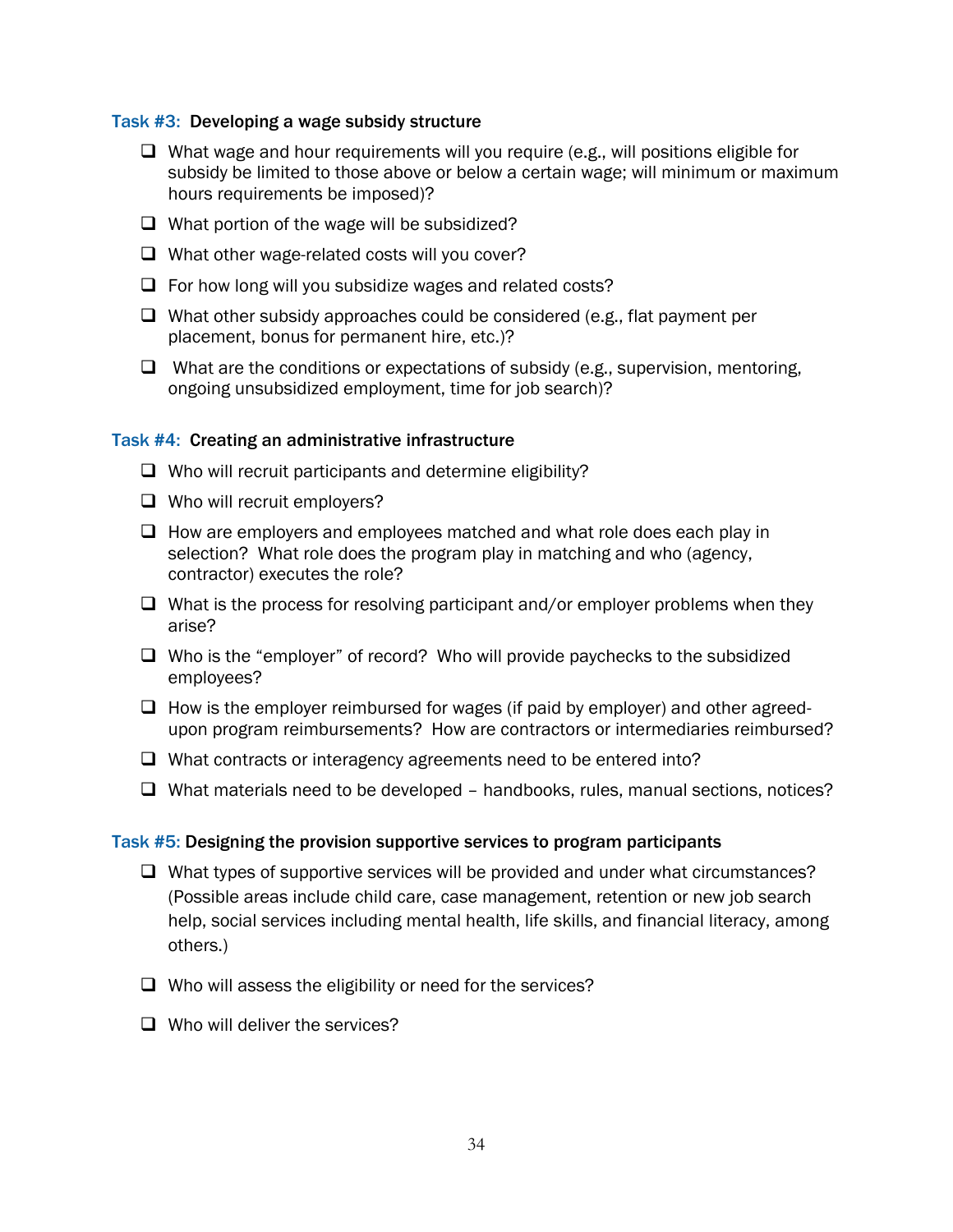**Task #3: Developing a wage subsidy structure**

- ❑ What wage and hour requirements will you require (e.g., will positions eligible for subsidy be limited to those above or below a certain wage; will minimum or maximum hours requirements be imposed)?
- ❑ What portion of the wage will be subsidized?
- ❑ What other wage-related costs will you cover?
- ❑ For how long will you subsidize wages and related costs?
- ❑ What other subsidy approaches could be considered (e.g., flat payment per placement, bonus for permanent hire, etc.)?
- ❑ What are the conditions or expectations of subsidy (e.g., supervision, mentoring, ongoing unsubsidized employment, time for job search)?

**Task #4: Creating an administrative infrastructure**

- ❑ Who will recruit participants and determine eligibility?
- ❑ Who will recruit employers?
- ❑ How are employers and employees matched and what role does each play in selection? What role does the program play in matching and who (agency, contractor) executes the role?
- ❑ What is the process for resolving participant and/or employer problems when they arise?
- ❑ Who is the "employer" of record? Who will provide paychecks to the subsidized employees?
- ❑ How is the employer reimbursed for wages (if paid by employer) and other agreed-upon program reimbursements? How are contractors or intermediaries reimbursed?
- ❑ What contracts or interagency agreements need to be entered into?
- ❑ What materials need to be developed – handbooks, rules, manual sections, notices?

**Task #5: Designing the provision supportive services to program participants**

- ❑ What types of supportive services will be provided and under what circumstances? (Possible areas include child care, case management, retention or new job search help, social services including mental health, life skills, and financial literacy, among others.)
- ❑ Who will assess the eligibility or need for the services?
- ❑ Who will deliver the services?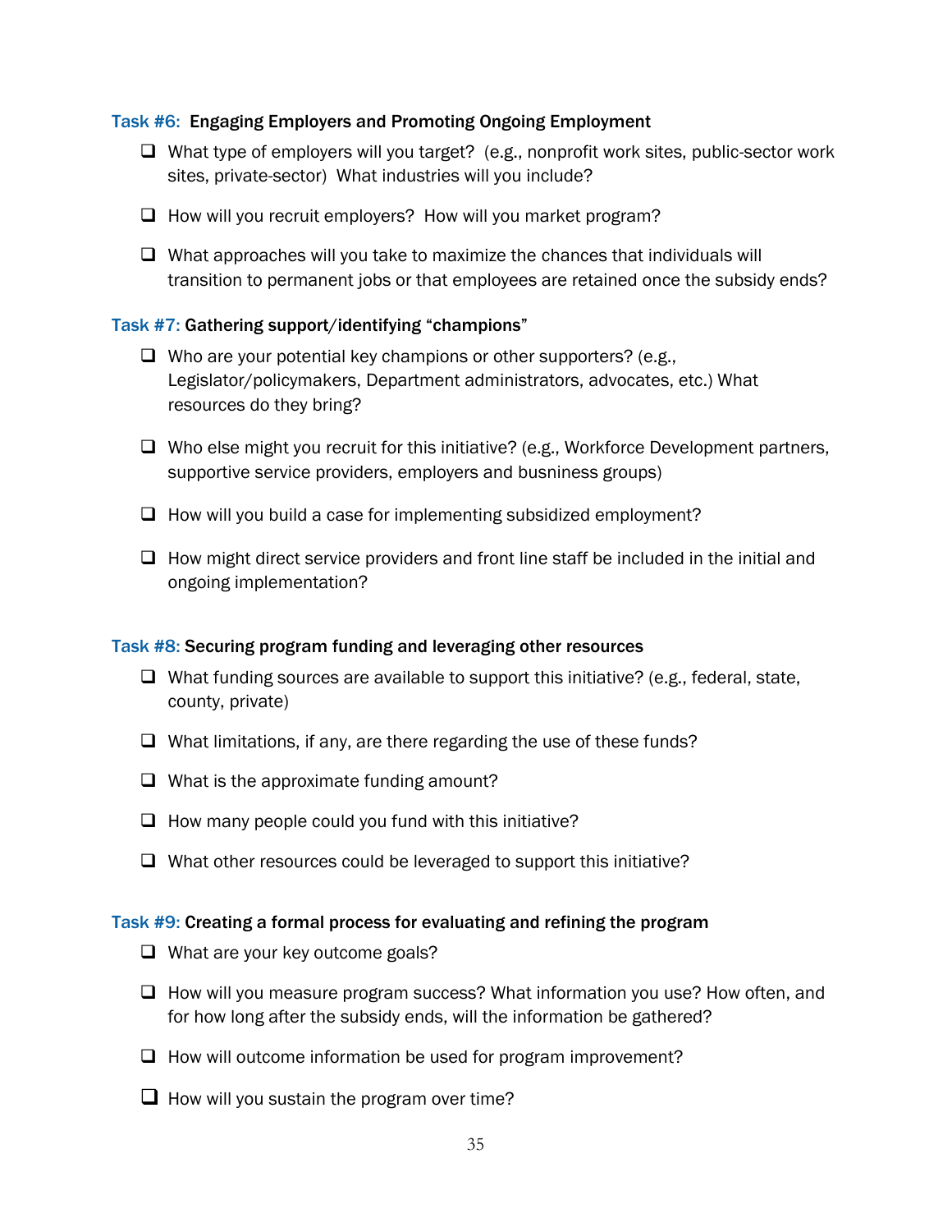### Task #6: Engaging Employers and Promoting Ongoing Employment

- ❑ What type of employers will you target? (e.g., nonprofit work sites, public-sector work sites, private-sector) What industries will you include?
- ❑ How will you recruit employers? How will you market program?
- ❑ What approaches will you take to maximize the chances that individuals will transition to permanent jobs or that employees are retained once the subsidy ends?

### Task #7: Gathering support/identifying "champions"

- ❑ Who are your potential key champions or other supporters? (e.g., Legislator/policymakers, Department administrators, advocates, etc.) What resources do they bring?
- ❑ Who else might you recruit for this initiative? (e.g., Workforce Development partners, supportive service providers, employers and busniness groups)
- ❑ How will you build a case for implementing subsidized employment?
- ❑ How might direct service providers and front line staff be included in the initial and ongoing implementation?

### Task #8: Securing program funding and leveraging other resources

- ❑ What funding sources are available to support this initiative? (e.g., federal, state, county, private)
- ❑ What limitations, if any, are there regarding the use of these funds?
- ❑ What is the approximate funding amount?
- ❑ How many people could you fund with this initiative?
- ❑ What other resources could be leveraged to support this initiative?

### Task #9: Creating a formal process for evaluating and refining the program

- ❑ What are your key outcome goals?
- ❑ How will you measure program success? What information you use? How often, and for how long after the subsidy ends, will the information be gathered?
- ❑ How will outcome information be used for program improvement?
- ❑ How will you sustain the program over time?